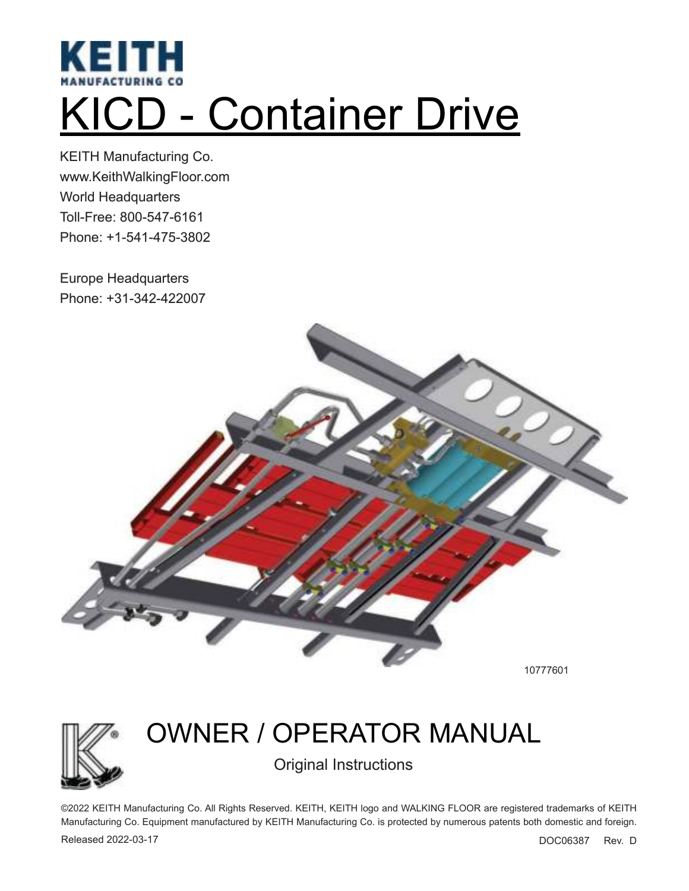KEITH
MANUFACTURING CO

# KICD - Container Drive

KEITH Manufacturing Co.
www.KeithWalkingFloor.com
World Headquarters
Toll-Free: 800-547-6161
Phone: +1-541-475-3802

Europe Headquarters
Phone: +31-342-422007

10777601

## OWNER / OPERATOR MANUAL

Original Instructions

©2022 KEITH Manufacturing Co. All Rights Reserved. KEITH, KEITH logo and WALKING FLOOR are registered trademarks of KEITH Manufacturing Co. Equipment manufactured by KEITH Manufacturing Co. is protected by numerous patents both domestic and foreign.

Released 2022-03-17

DOC06387 Rev. D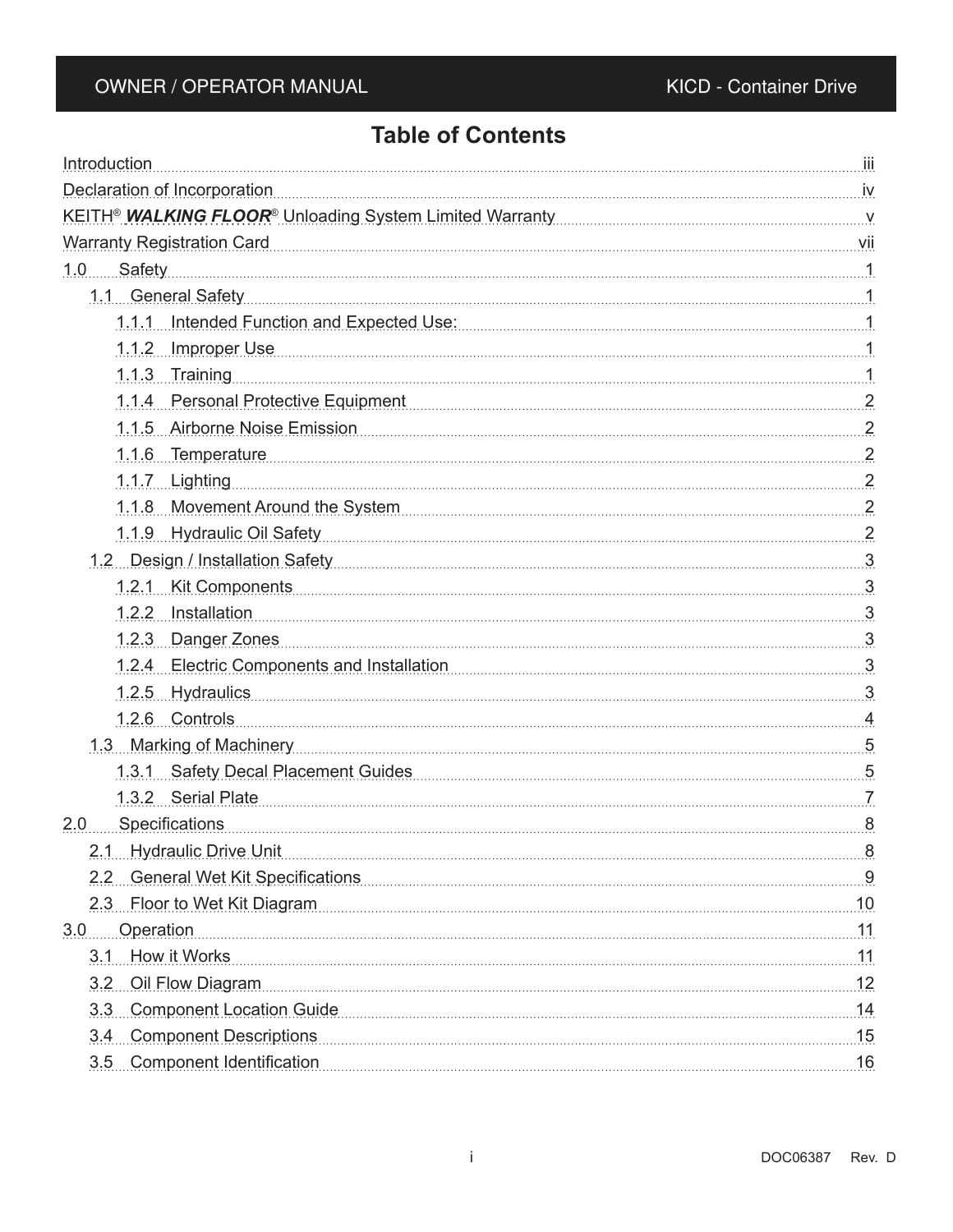# Table of Contents

Introduction ... iii

Declaration of Incorporation ... iv

KEITH® ***WALKING FLOOR***® Unloading System Limited Warranty ... v

Warranty Registration Card ... vii

1.0 Safety ... 1

- 1.1 General Safety ... 1
  - 1.1.1 Intended Function and Expected Use: ... 1
  - 1.1.2 Improper Use ... 1
  - 1.1.3 Training ... 1
  - 1.1.4 Personal Protective Equipment ... 2
  - 1.1.5 Airborne Noise Emission ... 2
  - 1.1.6 Temperature ... 2
  - 1.1.7 Lighting ... 2
  - 1.1.8 Movement Around the System ... 2
  - 1.1.9 Hydraulic Oil Safety ... 2
- 1.2 Design / Installation Safety ... 3
  - 1.2.1 Kit Components ... 3
  - 1.2.2 Installation ... 3
  - 1.2.3 Danger Zones ... 3
  - 1.2.4 Electric Components and Installation ... 3
  - 1.2.5 Hydraulics ... 3
  - 1.2.6 Controls ... 4
- 1.3 Marking of Machinery ... 5
  - 1.3.1 Safety Decal Placement Guides ... 5
  - 1.3.2 Serial Plate ... 7

2.0 Specifications ... 8

- 2.1 Hydraulic Drive Unit ... 8
- 2.2 General Wet Kit Specifications ... 9
- 2.3 Floor to Wet Kit Diagram ... 10

3.0 Operation ... 11

- 3.1 How it Works ... 11
- 3.2 Oil Flow Diagram ... 12
- 3.3 Component Location Guide ... 14
- 3.4 Component Descriptions ... 15
- 3.5 Component Identification ... 16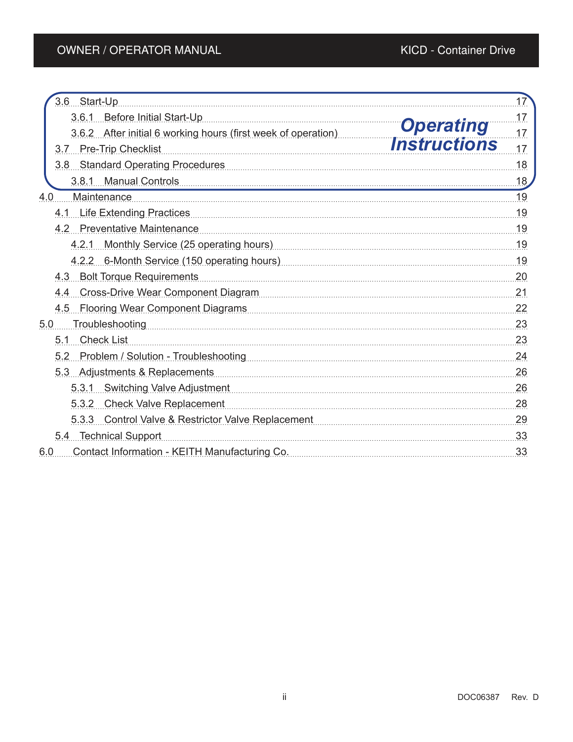3.6 Start-Up ........ 17

  3.6.1 Before Initial Start-Up ........ 17

  3.6.2 After initial 6 working hours (first week of operation) ........ 17

3.7 Pre-Trip Checklist ........ 17

3.8 Standard Operating Procedures ........ 18

  3.8.1 Manual Controls ........ 18

***Operating Instructions***

4.0 Maintenance ........ 19

4.1 Life Extending Practices ........ 19

4.2 Preventative Maintenance ........ 19

  4.2.1 Monthly Service (25 operating hours) ........ 19

  4.2.2 6-Month Service (150 operating hours) ........ 19

4.3 Bolt Torque Requirements ........ 20

4.4 Cross-Drive Wear Component Diagram ........ 21

4.5 Flooring Wear Component Diagrams ........ 22

5.0 Troubleshooting ........ 23

5.1 Check List ........ 23

5.2 Problem / Solution - Troubleshooting ........ 24

5.3 Adjustments & Replacements ........ 26

  5.3.1 Switching Valve Adjustment ........ 26

  5.3.2 Check Valve Replacement ........ 28

  5.3.3 Control Valve & Restrictor Valve Replacement ........ 29

5.4 Technical Support ........ 33

6.0 Contact Information - KEITH Manufacturing Co. ........ 33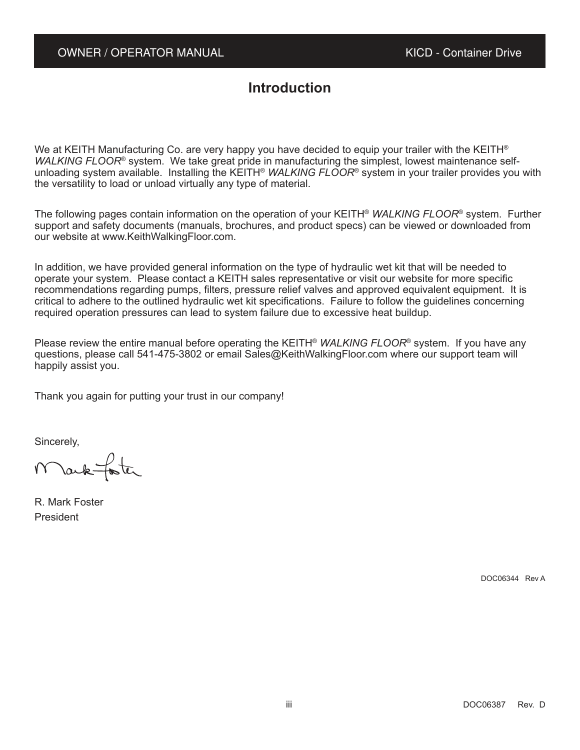# Introduction

We at KEITH Manufacturing Co. are very happy you have decided to equip your trailer with the KEITH® *WALKING FLOOR*® system. We take great pride in manufacturing the simplest, lowest maintenance self-unloading system available. Installing the KEITH® *WALKING FLOOR*® system in your trailer provides you with the versatility to load or unload virtually any type of material.

The following pages contain information on the operation of your KEITH® *WALKING FLOOR*® system. Further support and safety documents (manuals, brochures, and product specs) can be viewed or downloaded from our website at www.KeithWalkingFloor.com.

In addition, we have provided general information on the type of hydraulic wet kit that will be needed to operate your system. Please contact a KEITH sales representative or visit our website for more specific recommendations regarding pumps, filters, pressure relief valves and approved equivalent equipment. It is critical to adhere to the outlined hydraulic wet kit specifications. Failure to follow the guidelines concerning required operation pressures can lead to system failure due to excessive heat buildup.

Please review the entire manual before operating the KEITH® *WALKING FLOOR*® system. If you have any questions, please call 541-475-3802 or email Sales@KeithWalkingFloor.com where our support team will happily assist you.

Thank you again for putting your trust in our company!

Sincerely,

Mark Foster

R. Mark Foster
President

DOC06344 Rev A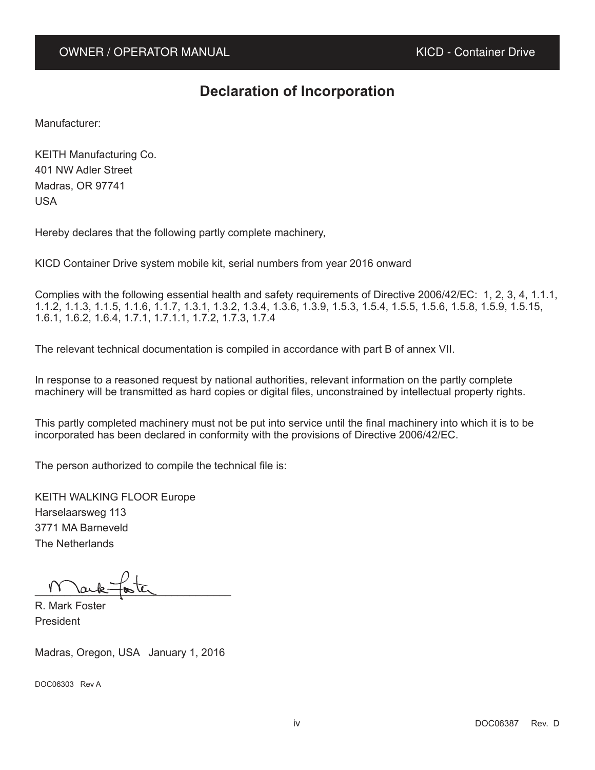# Declaration of Incorporation

Manufacturer:

KEITH Manufacturing Co.
401 NW Adler Street
Madras, OR 97741
USA

Hereby declares that the following partly complete machinery,

KICD Container Drive system mobile kit, serial numbers from year 2016 onward

Complies with the following essential health and safety requirements of Directive 2006/42/EC: 1, 2, 3, 4, 1.1.1, 1.1.2, 1.1.3, 1.1.5, 1.1.6, 1.1.7, 1.3.1, 1.3.2, 1.3.4, 1.3.6, 1.3.9, 1.5.3, 1.5.4, 1.5.5, 1.5.6, 1.5.8, 1.5.9, 1.5.15, 1.6.1, 1.6.2, 1.6.4, 1.7.1, 1.7.1.1, 1.7.2, 1.7.3, 1.7.4

The relevant technical documentation is compiled in accordance with part B of annex VII.

In response to a reasoned request by national authorities, relevant information on the partly complete machinery will be transmitted as hard copies or digital files, unconstrained by intellectual property rights.

This partly completed machinery must not be put into service until the final machinery into which it is to be incorporated has been declared in conformity with the provisions of Directive 2006/42/EC.

The person authorized to compile the technical file is:

KEITH WALKING FLOOR Europe
Harselaarsweg 113
3771 MA Barneveld
The Netherlands

R. Mark Foster
President

Madras, Oregon, USA January 1, 2016

DOC06303 Rev A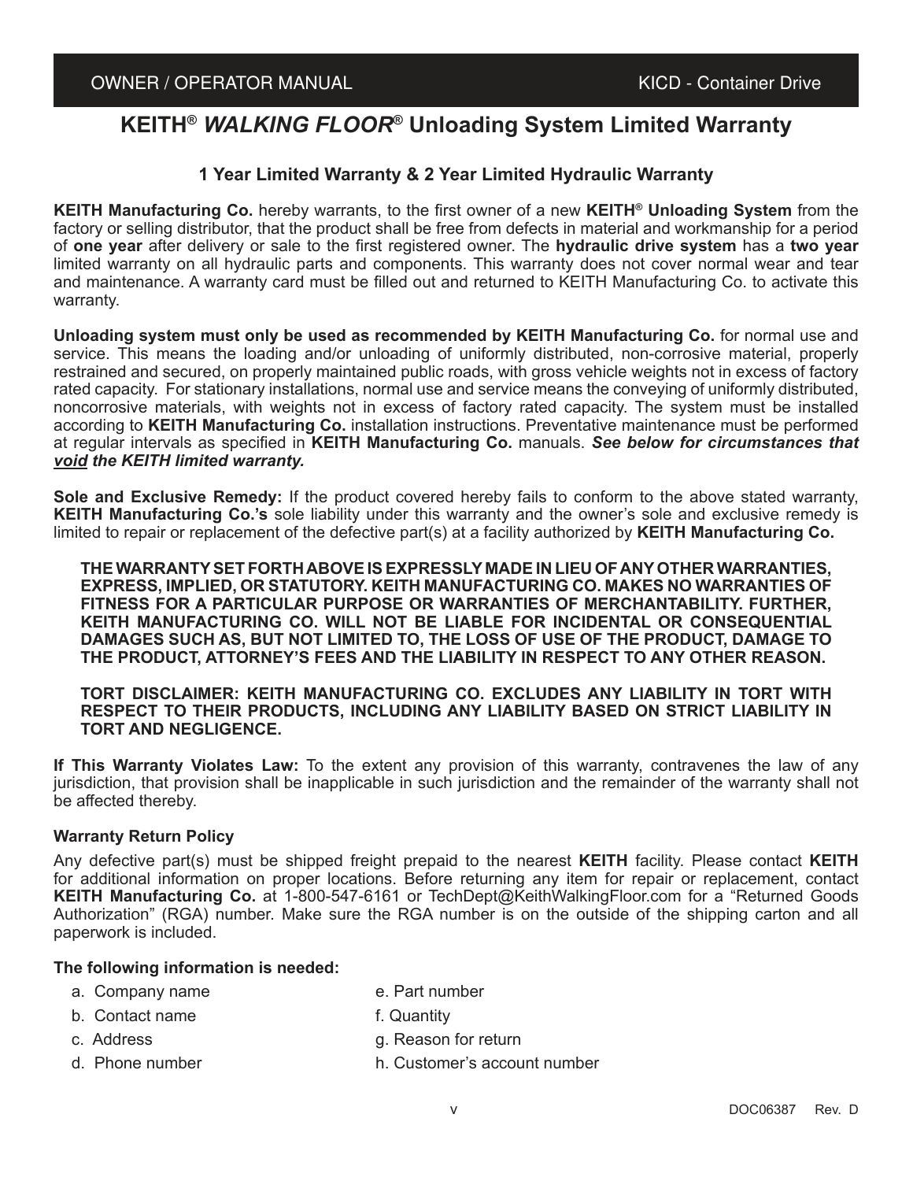# KEITH® *WALKING FLOOR®* Unloading System Limited Warranty

### 1 Year Limited Warranty & 2 Year Limited Hydraulic Warranty

**KEITH Manufacturing Co.** hereby warrants, to the first owner of a new **KEITH® Unloading System** from the factory or selling distributor, that the product shall be free from defects in material and workmanship for a period of **one year** after delivery or sale to the first registered owner. The **hydraulic drive system** has a **two year** limited warranty on all hydraulic parts and components. This warranty does not cover normal wear and tear and maintenance. A warranty card must be filled out and returned to KEITH Manufacturing Co. to activate this warranty.

**Unloading system must only be used as recommended by KEITH Manufacturing Co.** for normal use and service. This means the loading and/or unloading of uniformly distributed, non-corrosive material, properly restrained and secured, on properly maintained public roads, with gross vehicle weights not in excess of factory rated capacity. For stationary installations, normal use and service means the conveying of uniformly distributed, noncorrosive materials, with weights not in excess of factory rated capacity. The system must be installed according to **KEITH Manufacturing Co.** installation instructions. Preventative maintenance must be performed at regular intervals as specified in **KEITH Manufacturing Co.** manuals. ***See below for circumstances that void the KEITH limited warranty.***

**Sole and Exclusive Remedy:** If the product covered hereby fails to conform to the above stated warranty, **KEITH Manufacturing Co.'s** sole liability under this warranty and the owner's sole and exclusive remedy is limited to repair or replacement of the defective part(s) at a facility authorized by **KEITH Manufacturing Co.**

**THE WARRANTY SET FORTH ABOVE IS EXPRESSLY MADE IN LIEU OF ANY OTHER WARRANTIES, EXPRESS, IMPLIED, OR STATUTORY. KEITH MANUFACTURING CO. MAKES NO WARRANTIES OF FITNESS FOR A PARTICULAR PURPOSE OR WARRANTIES OF MERCHANTABILITY. FURTHER, KEITH MANUFACTURING CO. WILL NOT BE LIABLE FOR INCIDENTAL OR CONSEQUENTIAL DAMAGES SUCH AS, BUT NOT LIMITED TO, THE LOSS OF USE OF THE PRODUCT, DAMAGE TO THE PRODUCT, ATTORNEY'S FEES AND THE LIABILITY IN RESPECT TO ANY OTHER REASON.**

**TORT DISCLAIMER: KEITH MANUFACTURING CO. EXCLUDES ANY LIABILITY IN TORT WITH RESPECT TO THEIR PRODUCTS, INCLUDING ANY LIABILITY BASED ON STRICT LIABILITY IN TORT AND NEGLIGENCE.**

**If This Warranty Violates Law:** To the extent any provision of this warranty, contravenes the law of any jurisdiction, that provision shall be inapplicable in such jurisdiction and the remainder of the warranty shall not be affected thereby.

#### Warranty Return Policy

Any defective part(s) must be shipped freight prepaid to the nearest **KEITH** facility. Please contact **KEITH** for additional information on proper locations. Before returning any item for repair or replacement, contact **KEITH Manufacturing Co.** at 1-800-547-6161 or TechDept@KeithWalkingFloor.com for a "Returned Goods Authorization" (RGA) number. Make sure the RGA number is on the outside of the shipping carton and all paperwork is included.

**The following information is needed:**

a. Company name
b. Contact name
c. Address
d. Phone number
e. Part number
f. Quantity
g. Reason for return
h. Customer's account number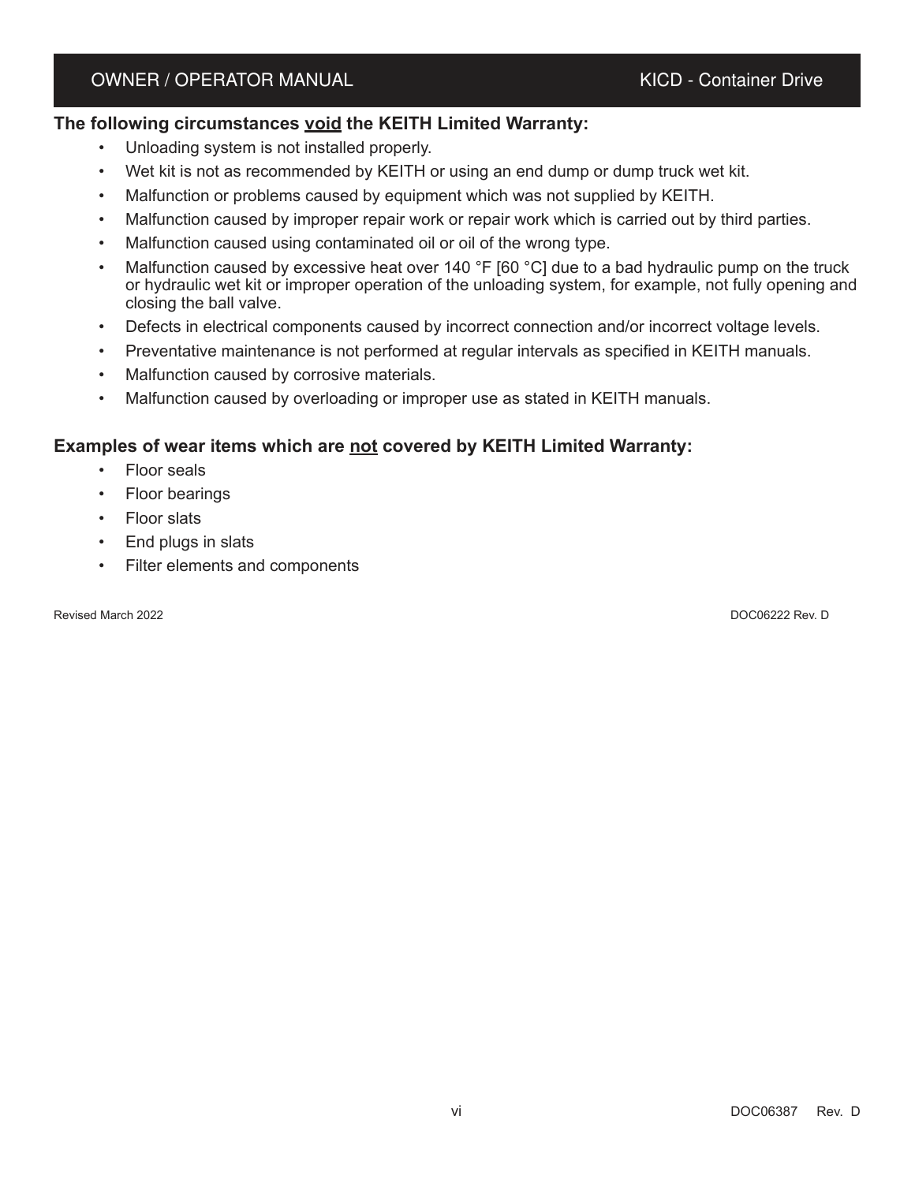**The following circumstances <u>void</u> the KEITH Limited Warranty:**

- Unloading system is not installed properly.
- Wet kit is not as recommended by KEITH or using an end dump or dump truck wet kit.
- Malfunction or problems caused by equipment which was not supplied by KEITH.
- Malfunction caused by improper repair work or repair work which is carried out by third parties.
- Malfunction caused using contaminated oil or oil of the wrong type.
- Malfunction caused by excessive heat over 140 °F [60 °C] due to a bad hydraulic pump on the truck or hydraulic wet kit or improper operation of the unloading system, for example, not fully opening and closing the ball valve.
- Defects in electrical components caused by incorrect connection and/or incorrect voltage levels.
- Preventative maintenance is not performed at regular intervals as specified in KEITH manuals.
- Malfunction caused by corrosive materials.
- Malfunction caused by overloading or improper use as stated in KEITH manuals.

**Examples of wear items which are <u>not</u> covered by KEITH Limited Warranty:**

- Floor seals
- Floor bearings
- Floor slats
- End plugs in slats
- Filter elements and components

Revised March 2022 DOC06222 Rev. D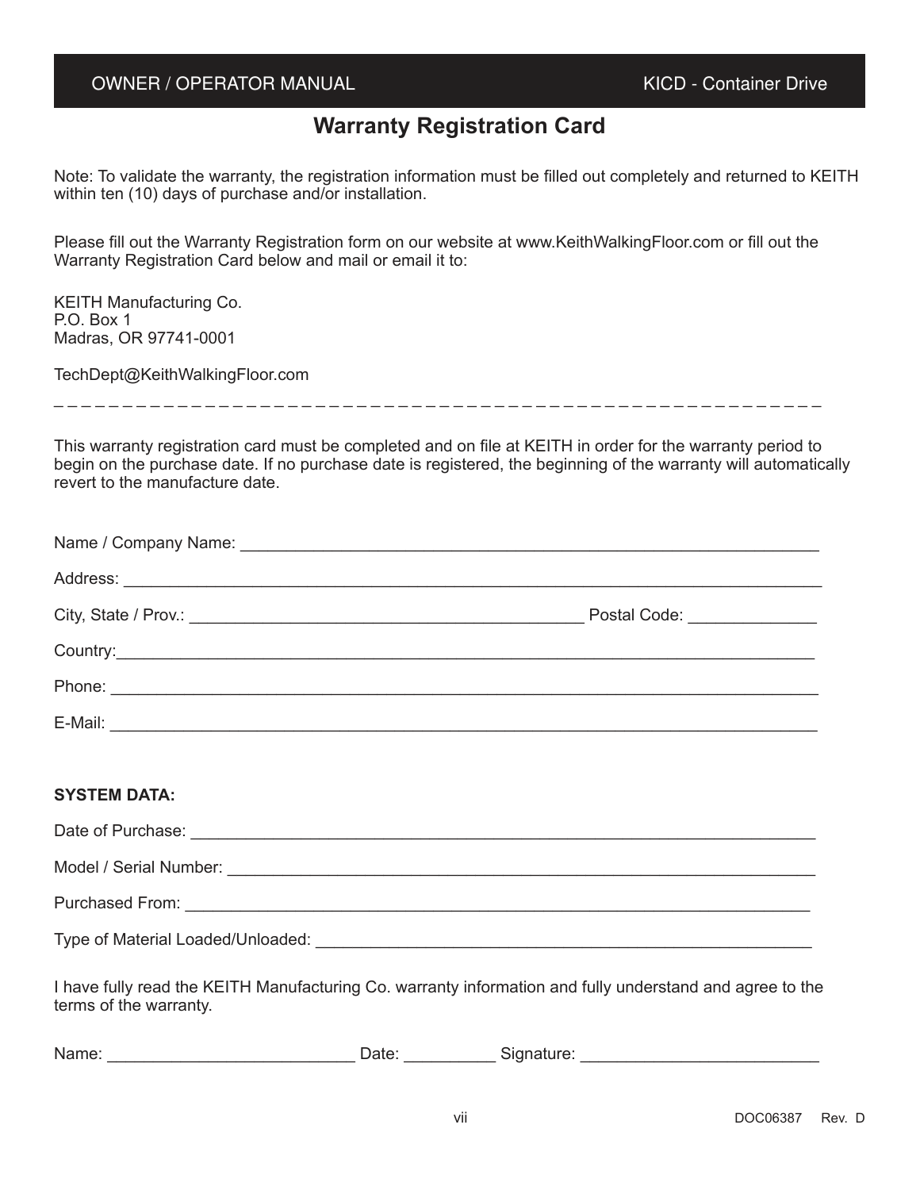# Warranty Registration Card

Note: To validate the warranty, the registration information must be filled out completely and returned to KEITH within ten (10) days of purchase and/or installation.

Please fill out the Warranty Registration form on our website at www.KeithWalkingFloor.com or fill out the Warranty Registration Card below and mail or email it to:

KEITH Manufacturing Co.
P.O. Box 1
Madras, OR 97741-0001

TechDept@KeithWalkingFloor.com

_ _ _ _ _ _ _ _ _ _ _ _ _ _ _ _ _ _ _ _ _ _ _ _ _ _ _ _ _ _ _ _ _ _ _ _ _ _ _ _ _ _ _ _ _ _ _ _ _ _ _ _ _ _ _ _ _ _ _ _

This warranty registration card must be completed and on file at KEITH in order for the warranty period to begin on the purchase date. If no purchase date is registered, the beginning of the warranty will automatically revert to the manufacture date.

Name / Company Name: ________________________________________________________________

Address: ________________________________________________________________

City, State / Prov.: ________________________________________ Postal Code: ______________

Country:________________________________________________________________

Phone: ________________________________________________________________

E-Mail: ________________________________________________________________

**SYSTEM DATA:**

Date of Purchase: ________________________________________________________________

Model / Serial Number: ________________________________________________________________

Purchased From: ________________________________________________________________

Type of Material Loaded/Unloaded: ______________________________________________________

I have fully read the KEITH Manufacturing Co. warranty information and fully understand and agree to the terms of the warranty.

Name: __________________________ Date: __________ Signature: __________________________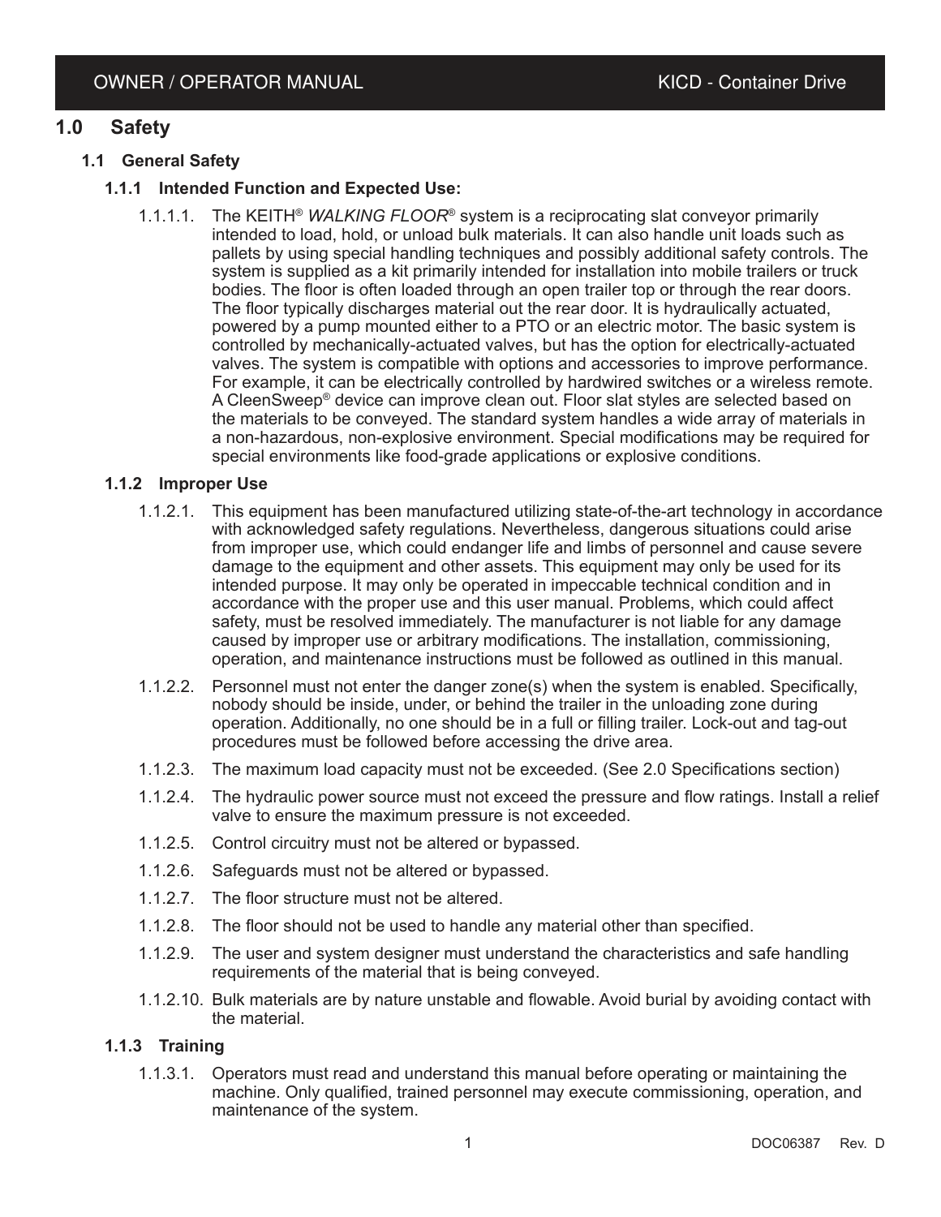# 1.0 Safety

## 1.1 General Safety

### 1.1.1 Intended Function and Expected Use:

1.1.1.1. The KEITH® *WALKING FLOOR*® system is a reciprocating slat conveyor primarily intended to load, hold, or unload bulk materials. It can also handle unit loads such as pallets by using special handling techniques and possibly additional safety controls. The system is supplied as a kit primarily intended for installation into mobile trailers or truck bodies. The floor is often loaded through an open trailer top or through the rear doors. The floor typically discharges material out the rear door. It is hydraulically actuated, powered by a pump mounted either to a PTO or an electric motor. The basic system is controlled by mechanically-actuated valves, but has the option for electrically-actuated valves. The system is compatible with options and accessories to improve performance. For example, it can be electrically controlled by hardwired switches or a wireless remote. A CleenSweep® device can improve clean out. Floor slat styles are selected based on the materials to be conveyed. The standard system handles a wide array of materials in a non-hazardous, non-explosive environment. Special modifications may be required for special environments like food-grade applications or explosive conditions.

### 1.1.2 Improper Use

1.1.2.1. This equipment has been manufactured utilizing state-of-the-art technology in accordance with acknowledged safety regulations. Nevertheless, dangerous situations could arise from improper use, which could endanger life and limbs of personnel and cause severe damage to the equipment and other assets. This equipment may only be used for its intended purpose. It may only be operated in impeccable technical condition and in accordance with the proper use and this user manual. Problems, which could affect safety, must be resolved immediately. The manufacturer is not liable for any damage caused by improper use or arbitrary modifications. The installation, commissioning, operation, and maintenance instructions must be followed as outlined in this manual.

1.1.2.2. Personnel must not enter the danger zone(s) when the system is enabled. Specifically, nobody should be inside, under, or behind the trailer in the unloading zone during operation. Additionally, no one should be in a full or filling trailer. Lock-out and tag-out procedures must be followed before accessing the drive area.

1.1.2.3. The maximum load capacity must not be exceeded. (See 2.0 Specifications section)

1.1.2.4. The hydraulic power source must not exceed the pressure and flow ratings. Install a relief valve to ensure the maximum pressure is not exceeded.

1.1.2.5. Control circuitry must not be altered or bypassed.

1.1.2.6. Safeguards must not be altered or bypassed.

1.1.2.7. The floor structure must not be altered.

1.1.2.8. The floor should not be used to handle any material other than specified.

1.1.2.9. The user and system designer must understand the characteristics and safe handling requirements of the material that is being conveyed.

1.1.2.10. Bulk materials are by nature unstable and flowable. Avoid burial by avoiding contact with the material.

### 1.1.3 Training

1.1.3.1. Operators must read and understand this manual before operating or maintaining the machine. Only qualified, trained personnel may execute commissioning, operation, and maintenance of the system.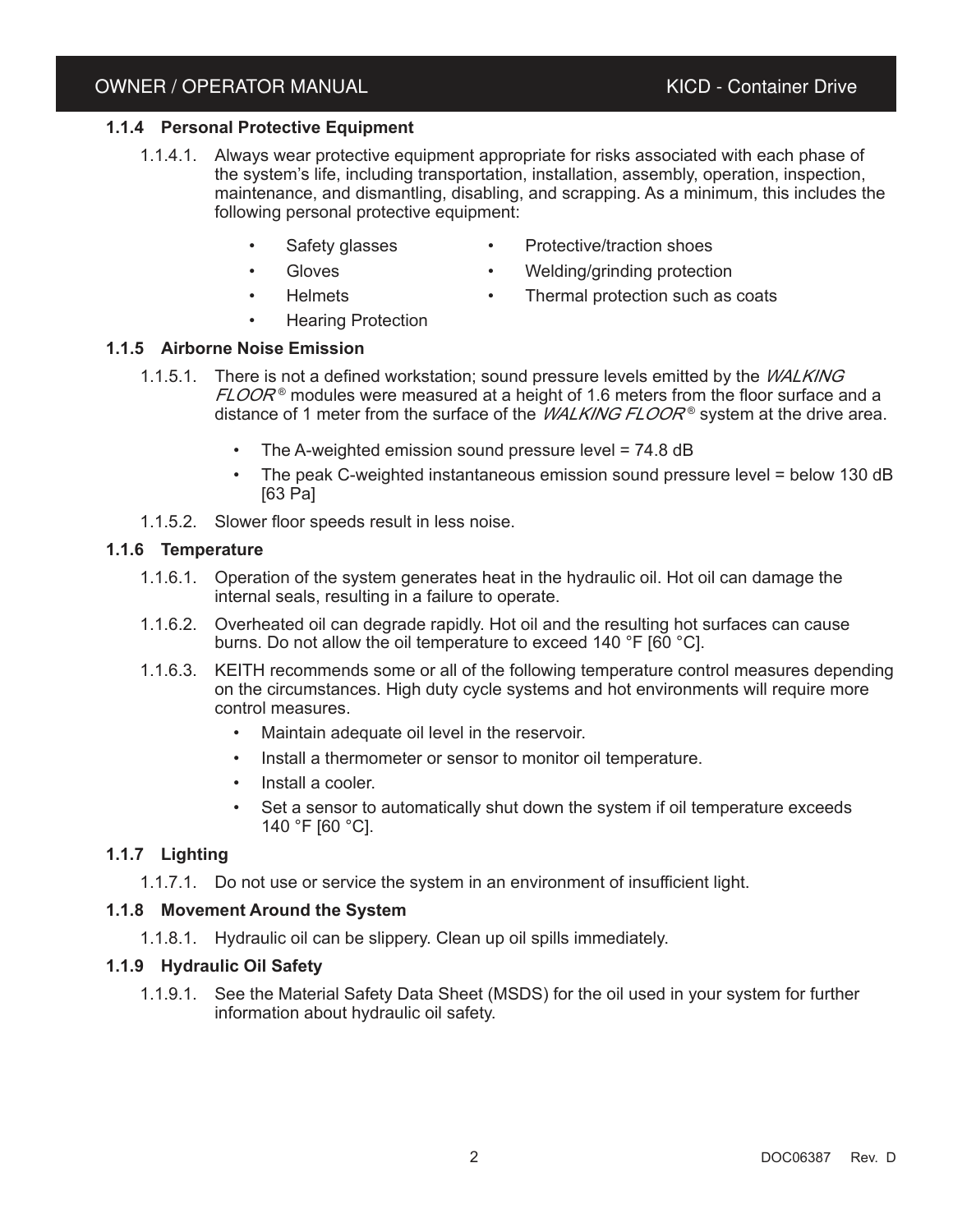### 1.1.4 Personal Protective Equipment

1.1.4.1. Always wear protective equipment appropriate for risks associated with each phase of the system's life, including transportation, installation, assembly, operation, inspection, maintenance, and dismantling, disabling, and scrapping. As a minimum, this includes the following personal protective equipment:

- Safety glasses
- Gloves
- Helmets
- Hearing Protection
- Protective/traction shoes
- Welding/grinding protection
- Thermal protection such as coats

### 1.1.5 Airborne Noise Emission

1.1.5.1. There is not a defined workstation; sound pressure levels emitted by the *WALKING FLOOR®* modules were measured at a height of 1.6 meters from the floor surface and a distance of 1 meter from the surface of the *WALKING FLOOR®* system at the drive area.

- The A-weighted emission sound pressure level = 74.8 dB
- The peak C-weighted instantaneous emission sound pressure level = below 130 dB [63 Pa]

1.1.5.2. Slower floor speeds result in less noise.

### 1.1.6 Temperature

1.1.6.1. Operation of the system generates heat in the hydraulic oil. Hot oil can damage the internal seals, resulting in a failure to operate.

1.1.6.2. Overheated oil can degrade rapidly. Hot oil and the resulting hot surfaces can cause burns. Do not allow the oil temperature to exceed 140 °F [60 °C].

1.1.6.3. KEITH recommends some or all of the following temperature control measures depending on the circumstances. High duty cycle systems and hot environments will require more control measures.

- Maintain adequate oil level in the reservoir.
- Install a thermometer or sensor to monitor oil temperature.
- Install a cooler.
- Set a sensor to automatically shut down the system if oil temperature exceeds 140 °F [60 °C].

### 1.1.7 Lighting

1.1.7.1. Do not use or service the system in an environment of insufficient light.

### 1.1.8 Movement Around the System

1.1.8.1. Hydraulic oil can be slippery. Clean up oil spills immediately.

### 1.1.9 Hydraulic Oil Safety

1.1.9.1. See the Material Safety Data Sheet (MSDS) for the oil used in your system for further information about hydraulic oil safety.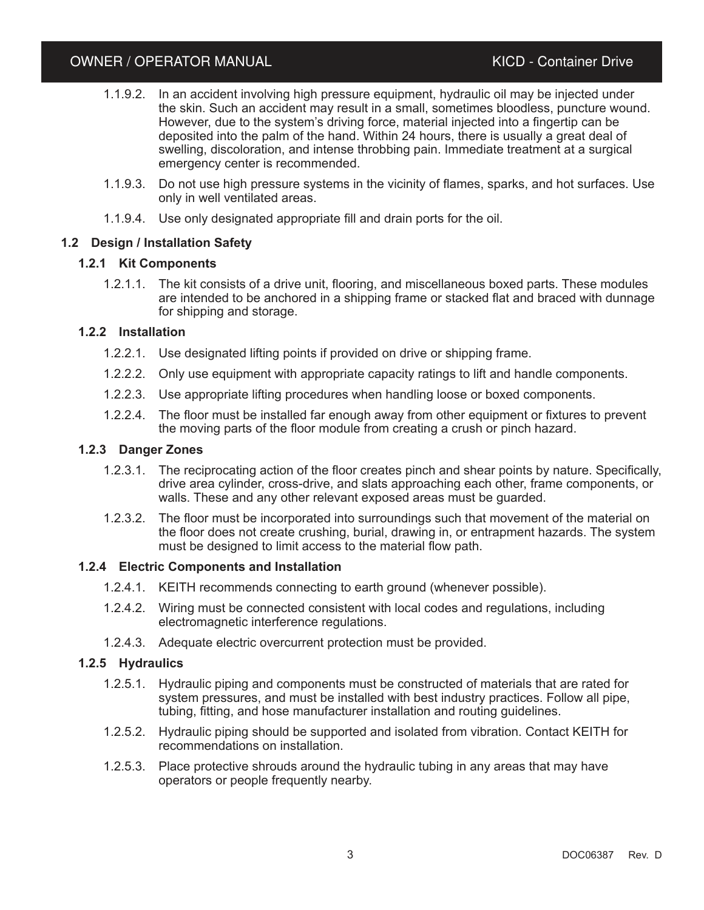1.1.9.2. In an accident involving high pressure equipment, hydraulic oil may be injected under the skin. Such an accident may result in a small, sometimes bloodless, puncture wound. However, due to the system's driving force, material injected into a fingertip can be deposited into the palm of the hand. Within 24 hours, there is usually a great deal of swelling, discoloration, and intense throbbing pain. Immediate treatment at a surgical emergency center is recommended.

1.1.9.3. Do not use high pressure systems in the vicinity of flames, sparks, and hot surfaces. Use only in well ventilated areas.

1.1.9.4. Use only designated appropriate fill and drain ports for the oil.

## 1.2 Design / Installation Safety

### 1.2.1 Kit Components

1.2.1.1. The kit consists of a drive unit, flooring, and miscellaneous boxed parts. These modules are intended to be anchored in a shipping frame or stacked flat and braced with dunnage for shipping and storage.

### 1.2.2 Installation

1.2.2.1. Use designated lifting points if provided on drive or shipping frame.

1.2.2.2. Only use equipment with appropriate capacity ratings to lift and handle components.

1.2.2.3. Use appropriate lifting procedures when handling loose or boxed components.

1.2.2.4. The floor must be installed far enough away from other equipment or fixtures to prevent the moving parts of the floor module from creating a crush or pinch hazard.

### 1.2.3 Danger Zones

1.2.3.1. The reciprocating action of the floor creates pinch and shear points by nature. Specifically, drive area cylinder, cross-drive, and slats approaching each other, frame components, or walls. These and any other relevant exposed areas must be guarded.

1.2.3.2. The floor must be incorporated into surroundings such that movement of the material on the floor does not create crushing, burial, drawing in, or entrapment hazards. The system must be designed to limit access to the material flow path.

### 1.2.4 Electric Components and Installation

1.2.4.1. KEITH recommends connecting to earth ground (whenever possible).

1.2.4.2. Wiring must be connected consistent with local codes and regulations, including electromagnetic interference regulations.

1.2.4.3. Adequate electric overcurrent protection must be provided.

### 1.2.5 Hydraulics

1.2.5.1. Hydraulic piping and components must be constructed of materials that are rated for system pressures, and must be installed with best industry practices. Follow all pipe, tubing, fitting, and hose manufacturer installation and routing guidelines.

1.2.5.2. Hydraulic piping should be supported and isolated from vibration. Contact KEITH for recommendations on installation.

1.2.5.3. Place protective shrouds around the hydraulic tubing in any areas that may have operators or people frequently nearby.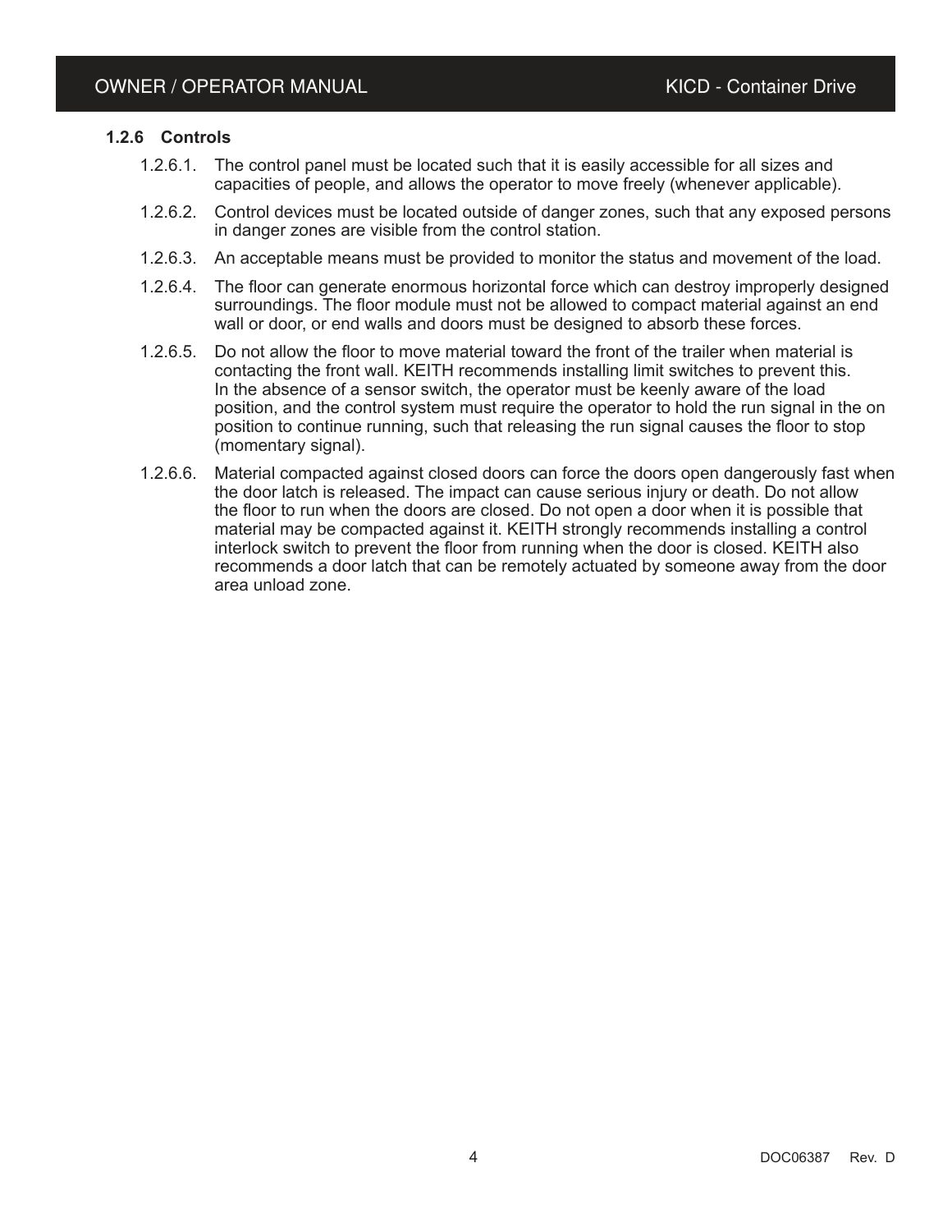### 1.2.6 Controls

1.2.6.1. The control panel must be located such that it is easily accessible for all sizes and capacities of people, and allows the operator to move freely (whenever applicable).

1.2.6.2. Control devices must be located outside of danger zones, such that any exposed persons in danger zones are visible from the control station.

1.2.6.3. An acceptable means must be provided to monitor the status and movement of the load.

1.2.6.4. The floor can generate enormous horizontal force which can destroy improperly designed surroundings. The floor module must not be allowed to compact material against an end wall or door, or end walls and doors must be designed to absorb these forces.

1.2.6.5. Do not allow the floor to move material toward the front of the trailer when material is contacting the front wall. KEITH recommends installing limit switches to prevent this. In the absence of a sensor switch, the operator must be keenly aware of the load position, and the control system must require the operator to hold the run signal in the on position to continue running, such that releasing the run signal causes the floor to stop (momentary signal).

1.2.6.6. Material compacted against closed doors can force the doors open dangerously fast when the door latch is released. The impact can cause serious injury or death. Do not allow the floor to run when the doors are closed. Do not open a door when it is possible that material may be compacted against it. KEITH strongly recommends installing a control interlock switch to prevent the floor from running when the door is closed. KEITH also recommends a door latch that can be remotely actuated by someone away from the door area unload zone.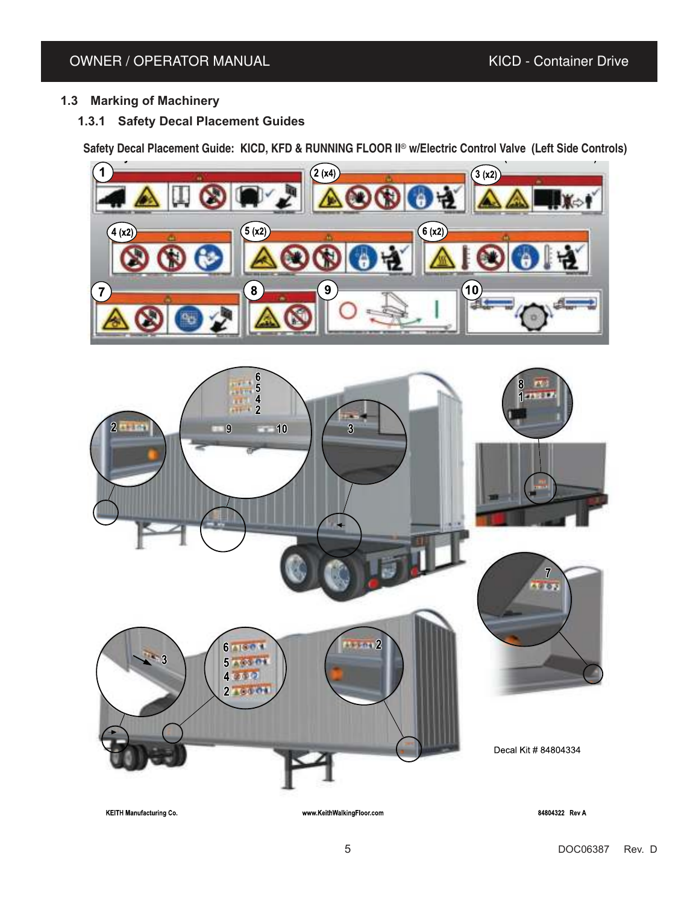## 1.3 Marking of Machinery

### 1.3.1 Safety Decal Placement Guides

**Safety Decal Placement Guide: KICD, KFD & RUNNING FLOOR II® w/Electric Control Valve (Left Side Controls)**

1

2 (x4)

3 (x2)

4 (x2)

5 (x2)

6 (x2)

7

8

9

10

Decal Kit # 84804334

KEITH Manufacturing Co. www.KeithWalkingFloor.com 84804322 Rev A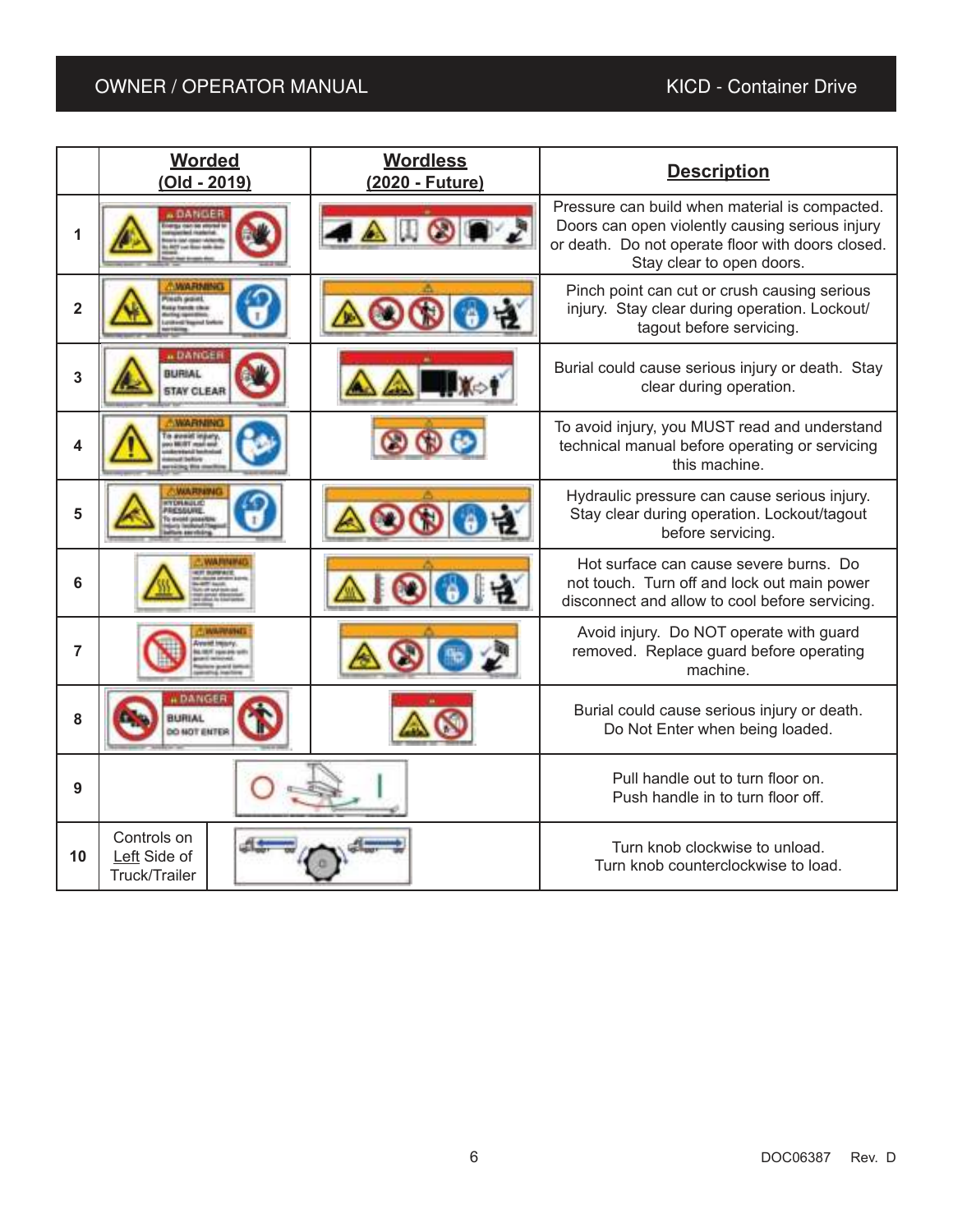| | Worded (Old - 2019) | Wordless (2020 - Future) | Description |
|---|---|---|---|
| 1 | | | Pressure can build when material is compacted. Doors can open violently causing serious injury or death. Do not operate floor with doors closed. Stay clear to open doors. |
| 2 | | | Pinch point can cut or crush causing serious injury. Stay clear during operation. Lockout/tagout before servicing. |
| 3 | | | Burial could cause serious injury or death. Stay clear during operation. |
| 4 | | | To avoid injury, you MUST read and understand technical manual before operating or servicing this machine. |
| 5 | | | Hydraulic pressure can cause serious injury. Stay clear during operation. Lockout/tagout before servicing. |
| 6 | | | Hot surface can cause severe burns. Do not touch. Turn off and lock out main power disconnect and allow to cool before servicing. |
| 7 | | | Avoid injury. Do NOT operate with guard removed. Replace guard before operating machine. |
| 8 | | | Burial could cause serious injury or death. Do Not Enter when being loaded. |
| 9 | | | Pull handle out to turn floor on. Push handle in to turn floor off. |
| 10 | Controls on Left Side of Truck/Trailer | | Turn knob clockwise to unload. Turn knob counterclockwise to load. |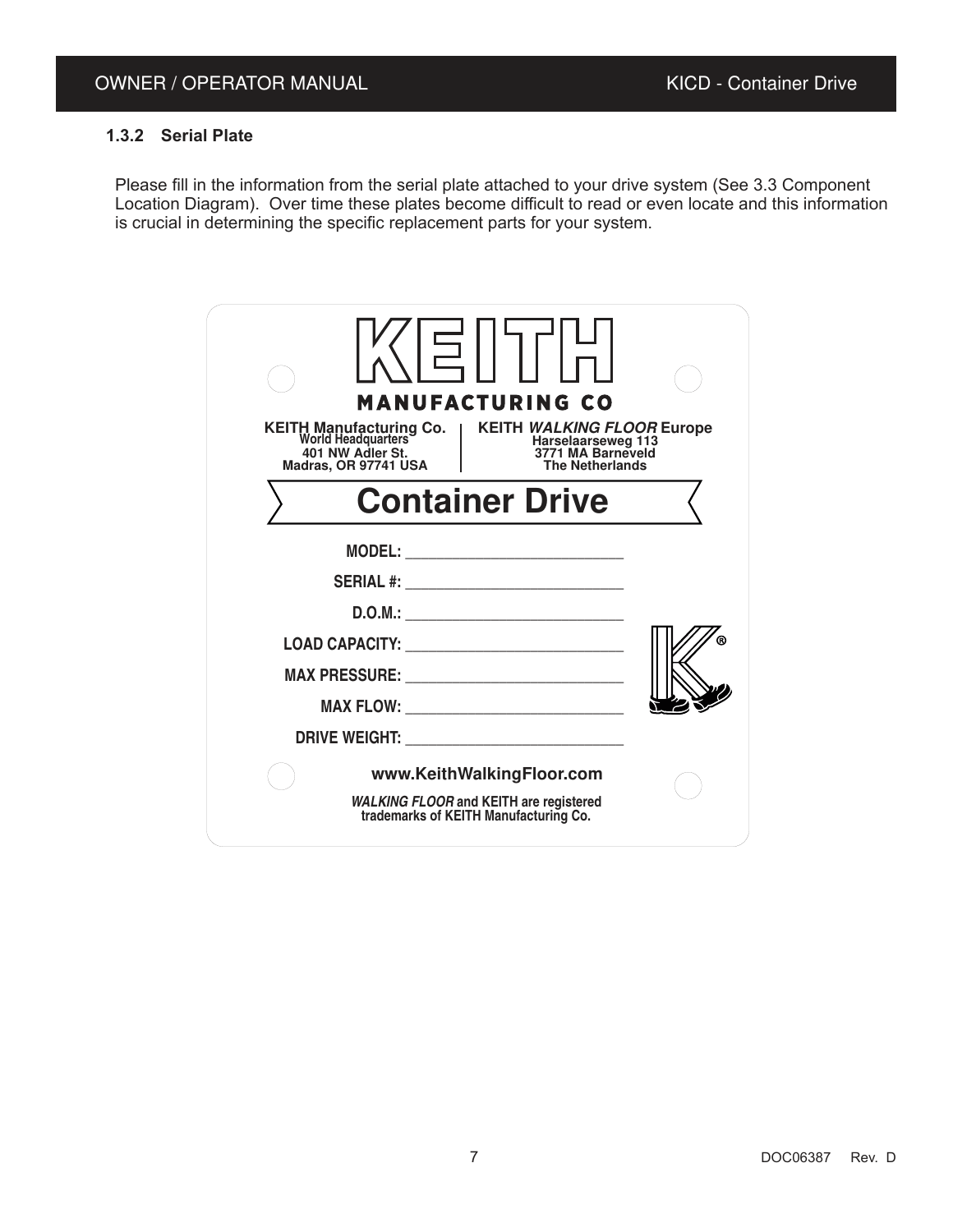### 1.3.2 Serial Plate

Please fill in the information from the serial plate attached to your drive system (See 3.3 Component Location Diagram). Over time these plates become difficult to read or even locate and this information is crucial in determining the specific replacement parts for your system.

**KEITH**

**MANUFACTURING CO**

| **KEITH Manufacturing Co.** | **KEITH *WALKING FLOOR* Europe** |
|---|---|
| **World Headquarters** | **Harselaarseweg 113** |
| **401 NW Adler St.** | **3771 MA Barneveld** |
| **Madras, OR 97741 USA** | **The Netherlands** |

## Container Drive

**MODEL:** ____________________

**SERIAL #:** ____________________

**D.O.M.:** ____________________

**LOAD CAPACITY:** ____________________

**MAX PRESSURE:** ____________________

**MAX FLOW:** ____________________

**DRIVE WEIGHT:** ____________________

**www.KeithWalkingFloor.com**

***WALKING FLOOR* and KEITH are registered trademarks of KEITH Manufacturing Co.**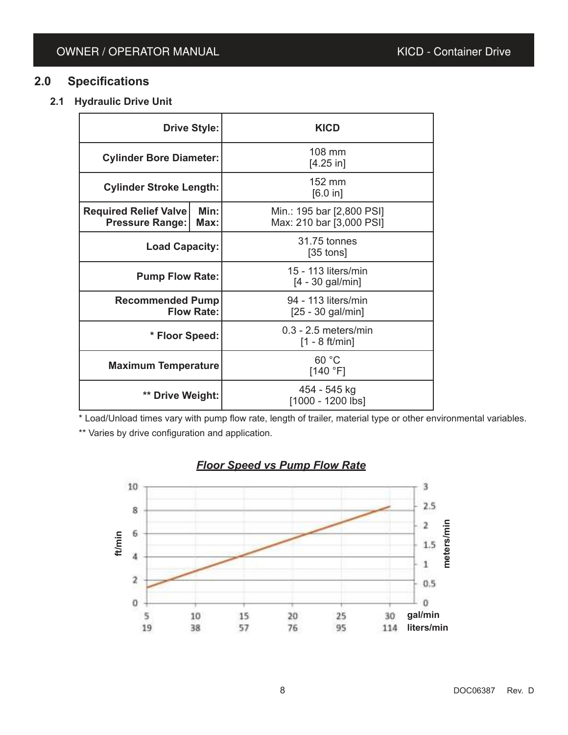## 2.0 Specifications

### 2.1 Hydraulic Drive Unit

| Drive Style: | KICD |
|---|---|
| Cylinder Bore Diameter: | 108 mm [4.25 in] |
| Cylinder Stroke Length: | 152 mm [6.0 in] |
| Required Relief Valve Pressure Range: Min: Max: | Min.: 195 bar [2,800 PSI] Max: 210 bar [3,000 PSI] |
| Load Capacity: | 31.75 tonnes [35 tons] |
| Pump Flow Rate: | 15 - 113 liters/min [4 - 30 gal/min] |
| Recommended Pump Flow Rate: | 94 - 113 liters/min [25 - 30 gal/min] |
| * Floor Speed: | 0.3 - 2.5 meters/min [1 - 8 ft/min] |
| Maximum Temperature | 60 °C [140 °F] |
| ** Drive Weight: | 454 - 545 kg [1000 - 1200 lbs] |

* Load/Unload times vary with pump flow rate, length of trailer, material type or other environmental variables.

** Varies by drive configuration and application.

***Floor Speed vs Pump Flow Rate***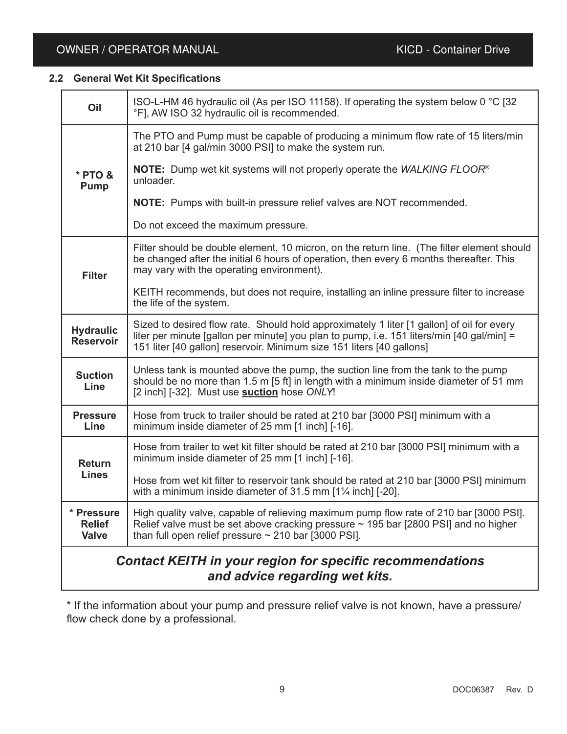## 2.2 General Wet Kit Specifications

| | |
|---|---|
| **Oil** | ISO-L-HM 46 hydraulic oil (As per ISO 11158). If operating the system below 0 °C [32 °F], AW ISO 32 hydraulic oil is recommended. |
| **\* PTO & Pump** | The PTO and Pump must be capable of producing a minimum flow rate of 15 liters/min at 210 bar [4 gal/min 3000 PSI] to make the system run.<br><br>**NOTE:** Dump wet kit systems will not properly operate the *WALKING FLOOR*® unloader.<br><br>**NOTE:** Pumps with built-in pressure relief valves are NOT recommended.<br><br>Do not exceed the maximum pressure. |
| **Filter** | Filter should be double element, 10 micron, on the return line. (The filter element should be changed after the initial 6 hours of operation, then every 6 months thereafter. This may vary with the operating environment).<br><br>KEITH recommends, but does not require, installing an inline pressure filter to increase the life of the system. |
| **Hydraulic Reservoir** | Sized to desired flow rate. Should hold approximately 1 liter [1 gallon] of oil for every liter per minute [gallon per minute] you plan to pump, i.e. 151 liters/min [40 gal/min] = 151 liter [40 gallon] reservoir. Minimum size 151 liters [40 gallons] |
| **Suction Line** | Unless tank is mounted above the pump, the suction line from the tank to the pump should be no more than 1.5 m [5 ft] in length with a minimum inside diameter of 51 mm [2 inch] [-32]. Must use **<u>suction</u>** hose *ONLY*! |
| **Pressure Line** | Hose from truck to trailer should be rated at 210 bar [3000 PSI] minimum with a minimum inside diameter of 25 mm [1 inch] [-16]. |
| **Return Lines** | Hose from trailer to wet kit filter should be rated at 210 bar [3000 PSI] minimum with a minimum inside diameter of 25 mm [1 inch] [-16].<br><br>Hose from wet kit filter to reservoir tank should be rated at 210 bar [3000 PSI] minimum with a minimum inside diameter of 31.5 mm [1¼ inch] [-20]. |
| **\* Pressure Relief Valve** | High quality valve, capable of relieving maximum pump flow rate of 210 bar [3000 PSI]. Relief valve must be set above cracking pressure ~ 195 bar [2800 PSI] and no higher than full open relief pressure ~ 210 bar [3000 PSI]. |

***Contact KEITH in your region for specific recommendations and advice regarding wet kits.***

\* If the information about your pump and pressure relief valve is not known, have a pressure/flow check done by a professional.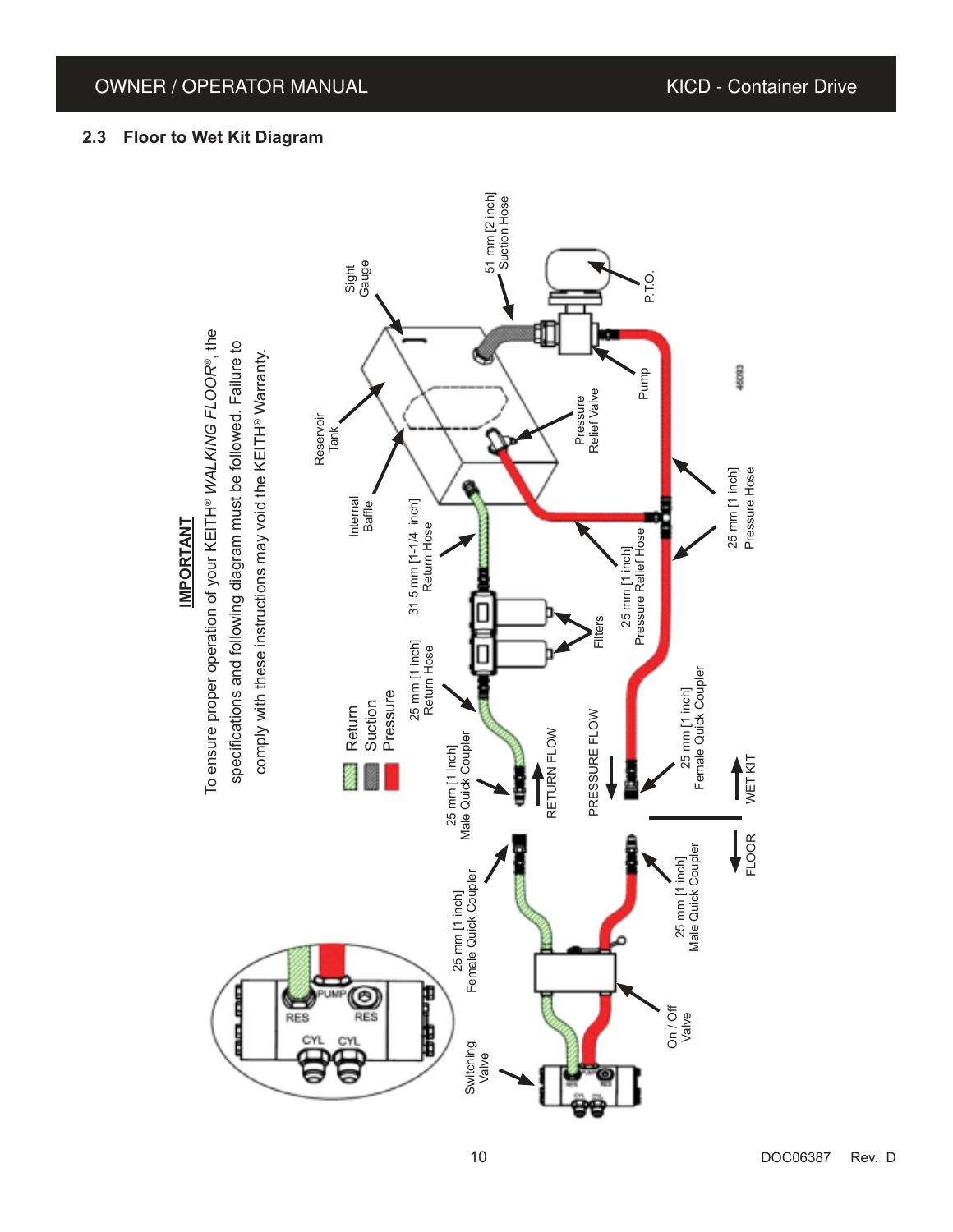## 2.3 Floor to Wet Kit Diagram

**IMPORTANT**

To ensure proper operation of your KEITH® *WALKING FLOOR®*, the specifications and following diagram must be followed. Failure to comply with these instructions may void the KEITH® Warranty.

Return

Suction

Pressure

Sight Gauge

51 mm [2 inch] Suction Hose

P.T.O.

Reservoir Tank

Internal Baffle

Pressure Relief Valve

Pump

46093

31.5 mm [1-1/4 inch] Return Hose

25 mm [1 inch] Pressure Relief Hose

25 mm [1 inch] Pressure Hose

Filters

25 mm [1 inch] Return Hose

25 mm [1 inch] Male Quick Coupler

RETURN FLOW

PRESSURE FLOW

25 mm [1 inch] Female Quick Coupler

WET KIT

FLOOR

25 mm [1 inch] Female Quick Coupler

25 mm [1 inch] Male Quick Coupler

On / Off Valve

Switching Valve

PUMP

RES

RES

CYL

CYL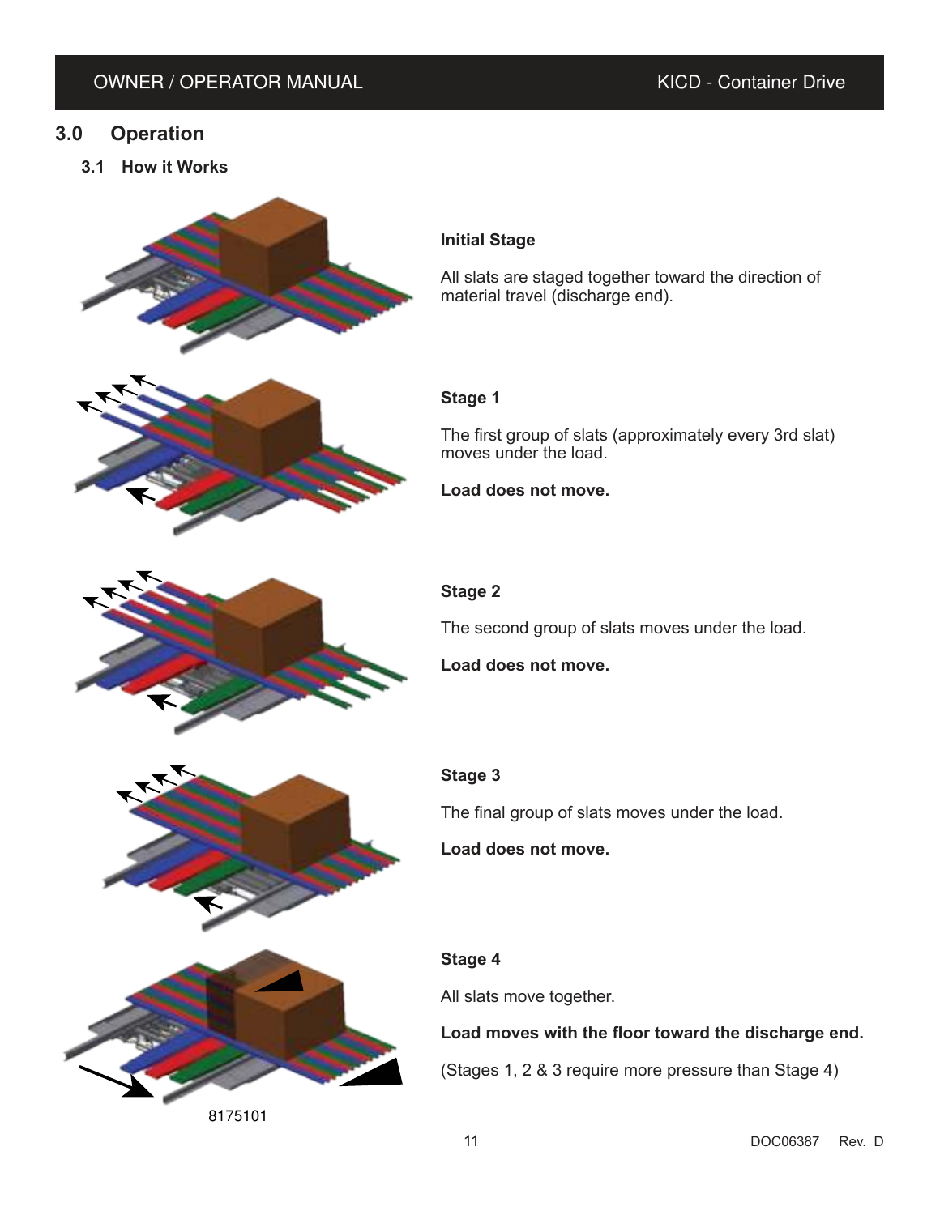# 3.0 Operation

## 3.1 How it Works

**Initial Stage**

All slats are staged together toward the direction of material travel (discharge end).

**Stage 1**

The first group of slats (approximately every 3rd slat) moves under the load.

**Load does not move.**

**Stage 2**

The second group of slats moves under the load.

**Load does not move.**

**Stage 3**

The final group of slats moves under the load.

**Load does not move.**

**Stage 4**

All slats move together.

**Load moves with the floor toward the discharge end.**

(Stages 1, 2 & 3 require more pressure than Stage 4)

8175101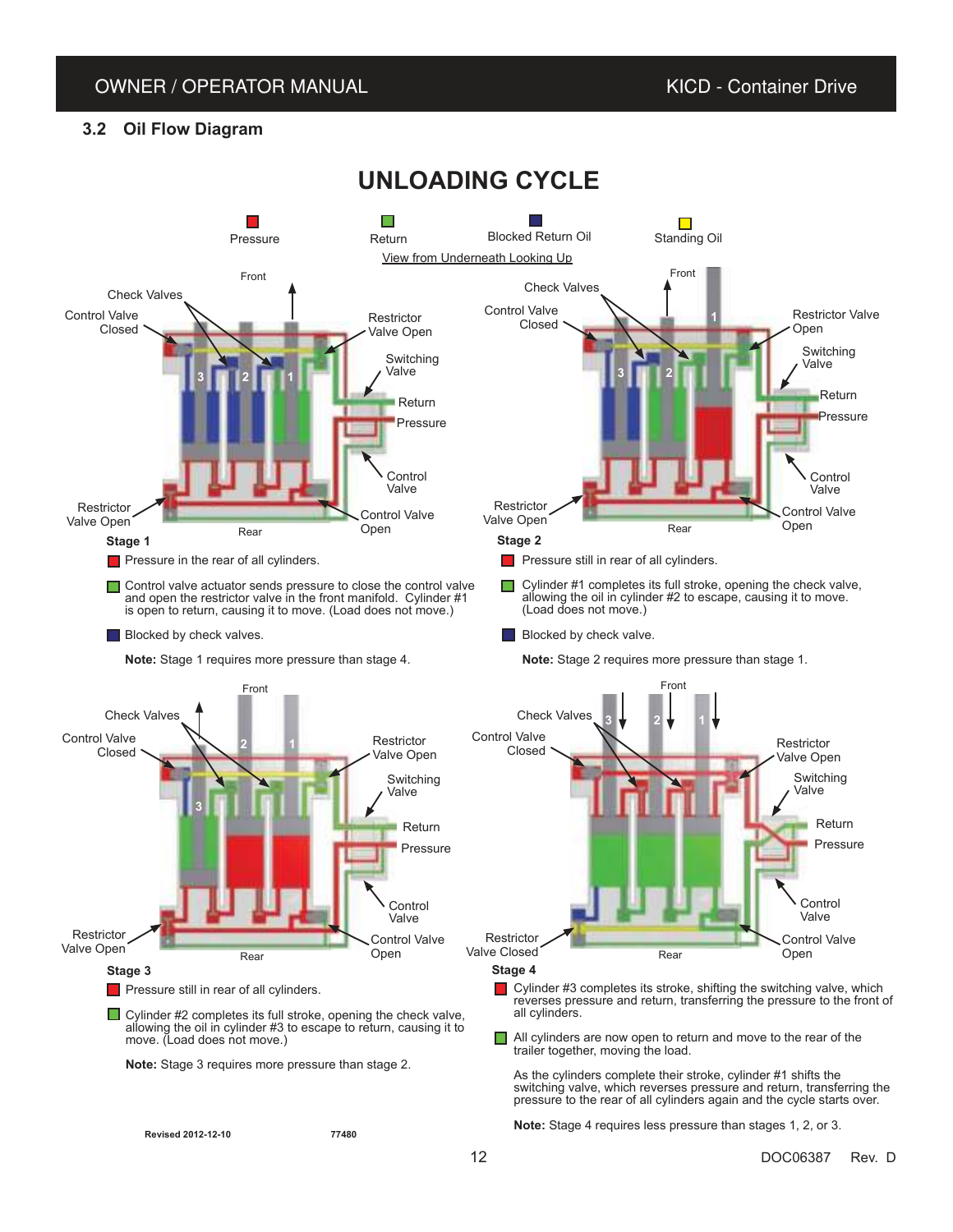## 3.2 Oil Flow Diagram

# UNLOADING CYCLE

Pressure — Return — Blocked Return Oil — Standing Oil

View from Underneath Looking Up

**Stage 1**

Pressure in the rear of all cylinders.

Control valve actuator sends pressure to close the control valve and open the restrictor valve in the front manifold. Cylinder #1 is open to return, causing it to move. (Load does not move.)

Blocked by check valves.

**Note:** Stage 1 requires more pressure than stage 4.

**Stage 2**

Pressure still in rear of all cylinders.

Cylinder #1 completes its full stroke, opening the check valve, allowing the oil in cylinder #2 to escape, causing it to move. (Load does not move.)

Blocked by check valve.

**Note:** Stage 2 requires more pressure than stage 1.

**Stage 3**

Pressure still in rear of all cylinders.

Cylinder #2 completes its full stroke, opening the check valve, allowing the oil in cylinder #3 to escape to return, causing it to move. (Load does not move.)

**Note:** Stage 3 requires more pressure than stage 2.

**Stage 4**

Cylinder #3 completes its stroke, shifting the switching valve, which reverses pressure and return, transferring the pressure to the front of all cylinders.

All cylinders are now open to return and move to the rear of the trailer together, moving the load.

As the cylinders complete their stroke, cylinder #1 shifts the switching valve, which reverses pressure and return, transferring the pressure to the rear of all cylinders again and the cycle starts over.

**Note:** Stage 4 requires less pressure than stages 1, 2, or 3.

Revised 2012-12-10 77480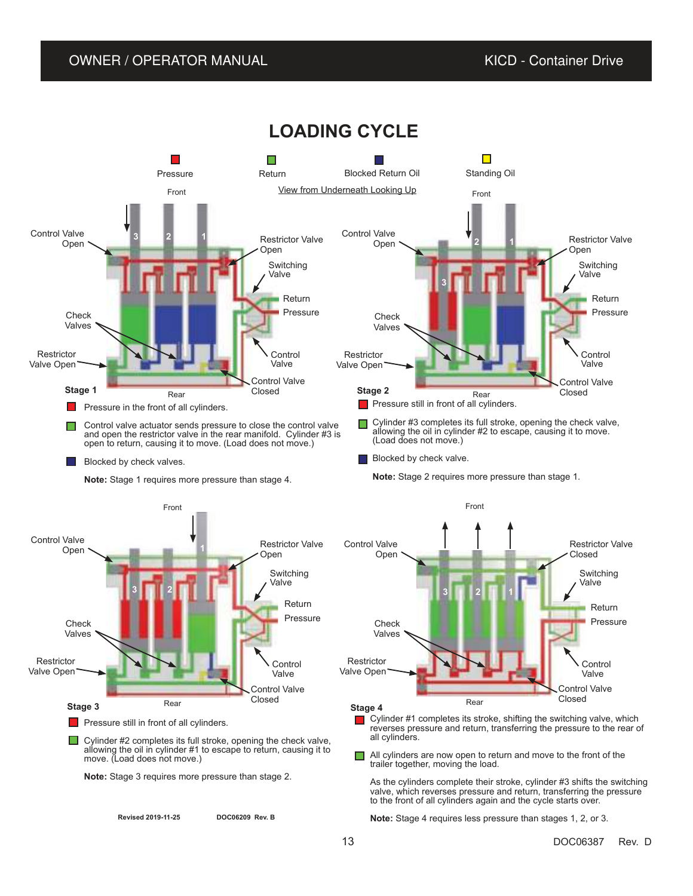# LOADING CYCLE

Pressure — Return — Blocked Return Oil — Standing Oil

View from Underneath Looking Up

### Stage 1

- Pressure in the front of all cylinders.
- Control valve actuator sends pressure to close the control valve and open the restrictor valve in the rear manifold. Cylinder #3 is open to return, causing it to move. (Load does not move.)
- Blocked by check valves.

**Note:** Stage 1 requires more pressure than stage 4.

### Stage 2

- Pressure still in front of all cylinders.
- Cylinder #3 completes its full stroke, opening the check valve, allowing the oil in cylinder #2 to escape, causing it to move. (Load does not move.)
- Blocked by check valve.

**Note:** Stage 2 requires more pressure than stage 1.

### Stage 3

- Pressure still in front of all cylinders.
- Cylinder #2 completes its full stroke, opening the check valve, allowing the oil in cylinder #1 to escape to return, causing it to move. (Load does not move.)

**Note:** Stage 3 requires more pressure than stage 2.

### Stage 4

- Cylinder #1 completes its stroke, shifting the switching valve, which reverses pressure and return, transferring the pressure to the rear of all cylinders.
- All cylinders are now open to return and move to the front of the trailer together, moving the load.

As the cylinders complete their stroke, cylinder #3 shifts the switching valve, which reverses pressure and return, transferring the pressure to the front of all cylinders again and the cycle starts over.

**Note:** Stage 4 requires less pressure than stages 1, 2, or 3.

Revised 2019-11-25 DOC06209 Rev. B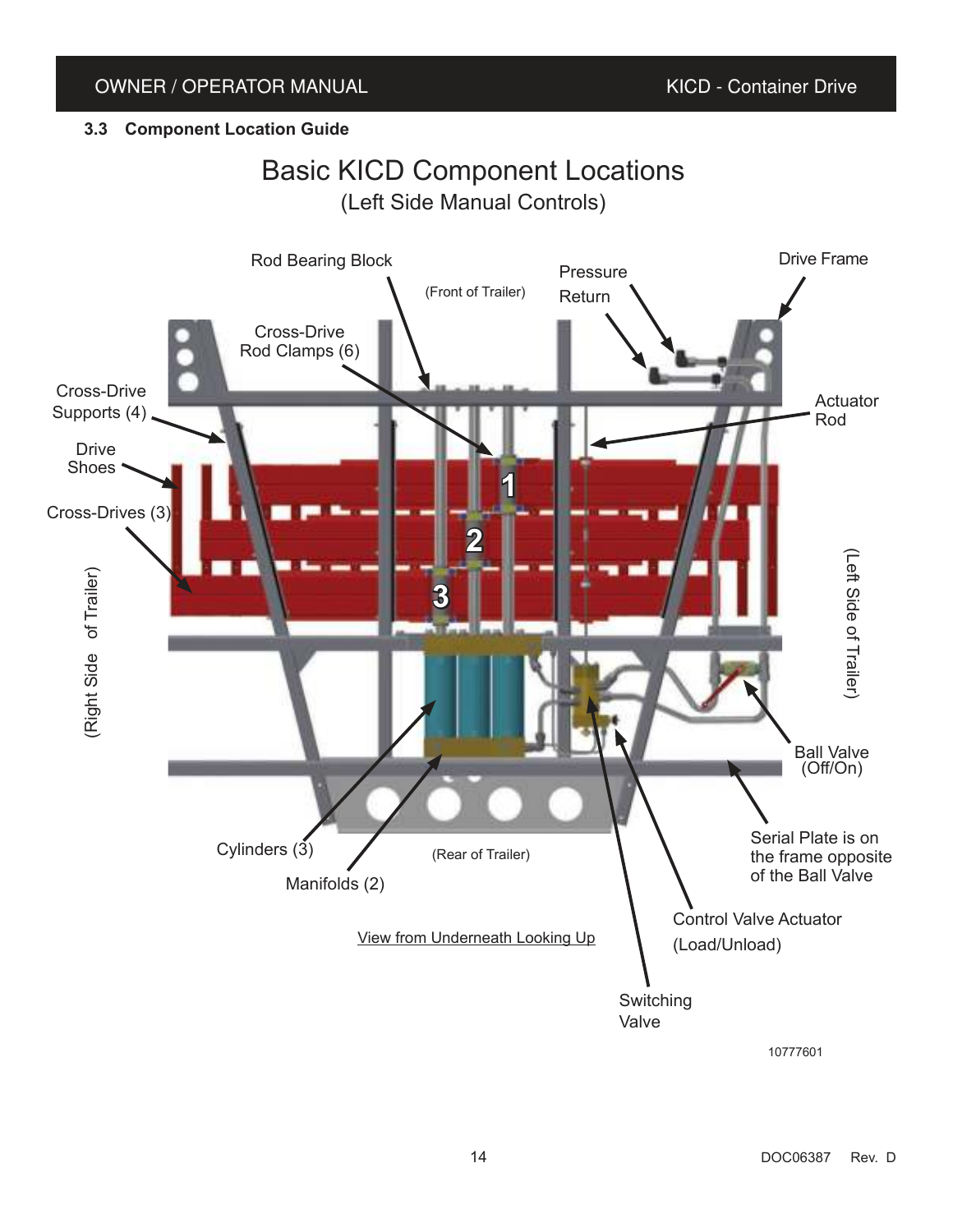### 3.3 Component Location Guide

## Basic KICD Component Locations

(Left Side Manual Controls)

Rod Bearing Block

(Front of Trailer)

Pressure

Return

Drive Frame

Cross-Drive Rod Clamps (6)

Cross-Drive Supports (4)

Actuator Rod

Drive Shoes

Cross-Drives (3)

(Right Side of Trailer)

(Left Side of Trailer)

Ball Valve (Off/On)

Serial Plate is on the frame opposite of the Ball Valve

Cylinders (3)

(Rear of Trailer)

Manifolds (2)

Control Valve Actuator (Load/Unload)

View from Underneath Looking Up

Switching Valve

10777601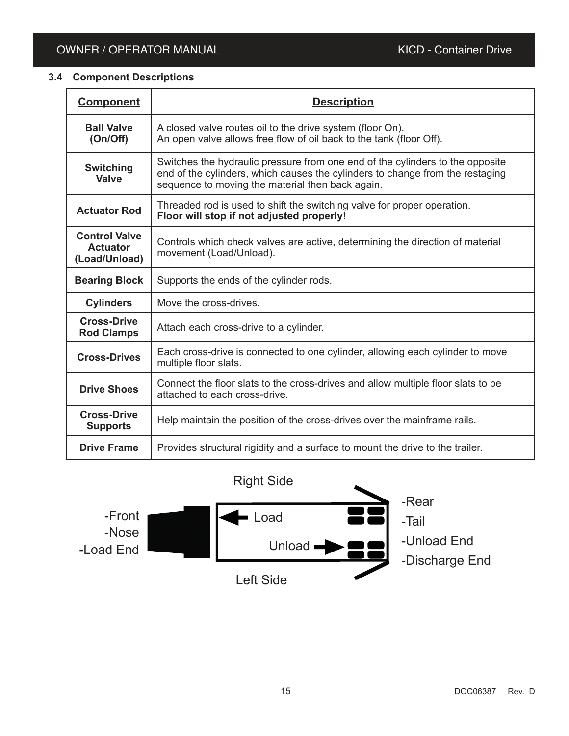### 3.4 Component Descriptions

| Component | Description |
| --- | --- |
| **Ball Valve (On/Off)** | A closed valve routes oil to the drive system (floor On).<br>An open valve allows free flow of oil back to the tank (floor Off). |
| **Switching Valve** | Switches the hydraulic pressure from one end of the cylinders to the opposite end of the cylinders, which causes the cylinders to change from the restaging sequence to moving the material then back again. |
| **Actuator Rod** | Threaded rod is used to shift the switching valve for proper operation.<br>**Floor will stop if not adjusted properly!** |
| **Control Valve Actuator (Load/Unload)** | Controls which check valves are active, determining the direction of material movement (Load/Unload). |
| **Bearing Block** | Supports the ends of the cylinder rods. |
| **Cylinders** | Move the cross-drives. |
| **Cross-Drive Rod Clamps** | Attach each cross-drive to a cylinder. |
| **Cross-Drives** | Each cross-drive is connected to one cylinder, allowing each cylinder to move multiple floor slats. |
| **Drive Shoes** | Connect the floor slats to the cross-drives and allow multiple floor slats to be attached to each cross-drive. |
| **Cross-Drive Supports** | Help maintain the position of the cross-drives over the mainframe rails. |
| **Drive Frame** | Provides structural rigidity and a surface to mount the drive to the trailer. |

Right Side

-Front
-Nose
-Load End

Load

Unload

-Rear
-Tail
-Unload End
-Discharge End

Left Side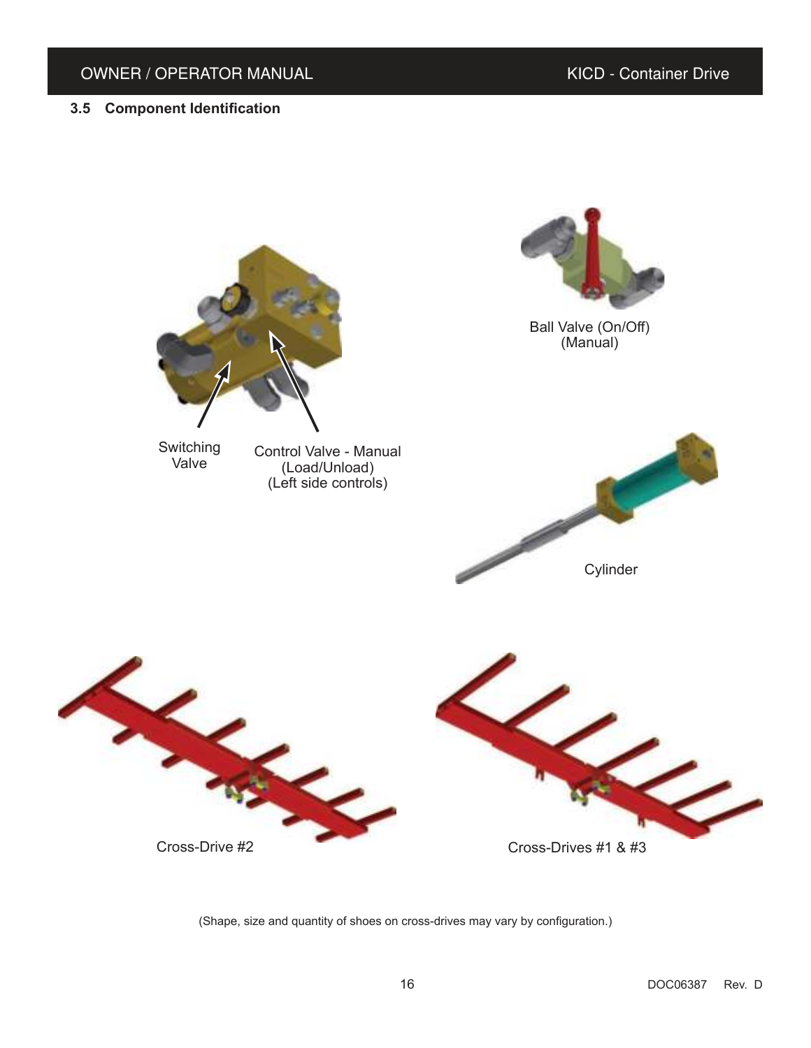### 3.5 Component Identification

Switching Valve

Control Valve - Manual (Load/Unload) (Left side controls)

Ball Valve (On/Off) (Manual)

Cylinder

Cross-Drive #2

Cross-Drives #1 & #3

(Shape, size and quantity of shoes on cross-drives may vary by configuration.)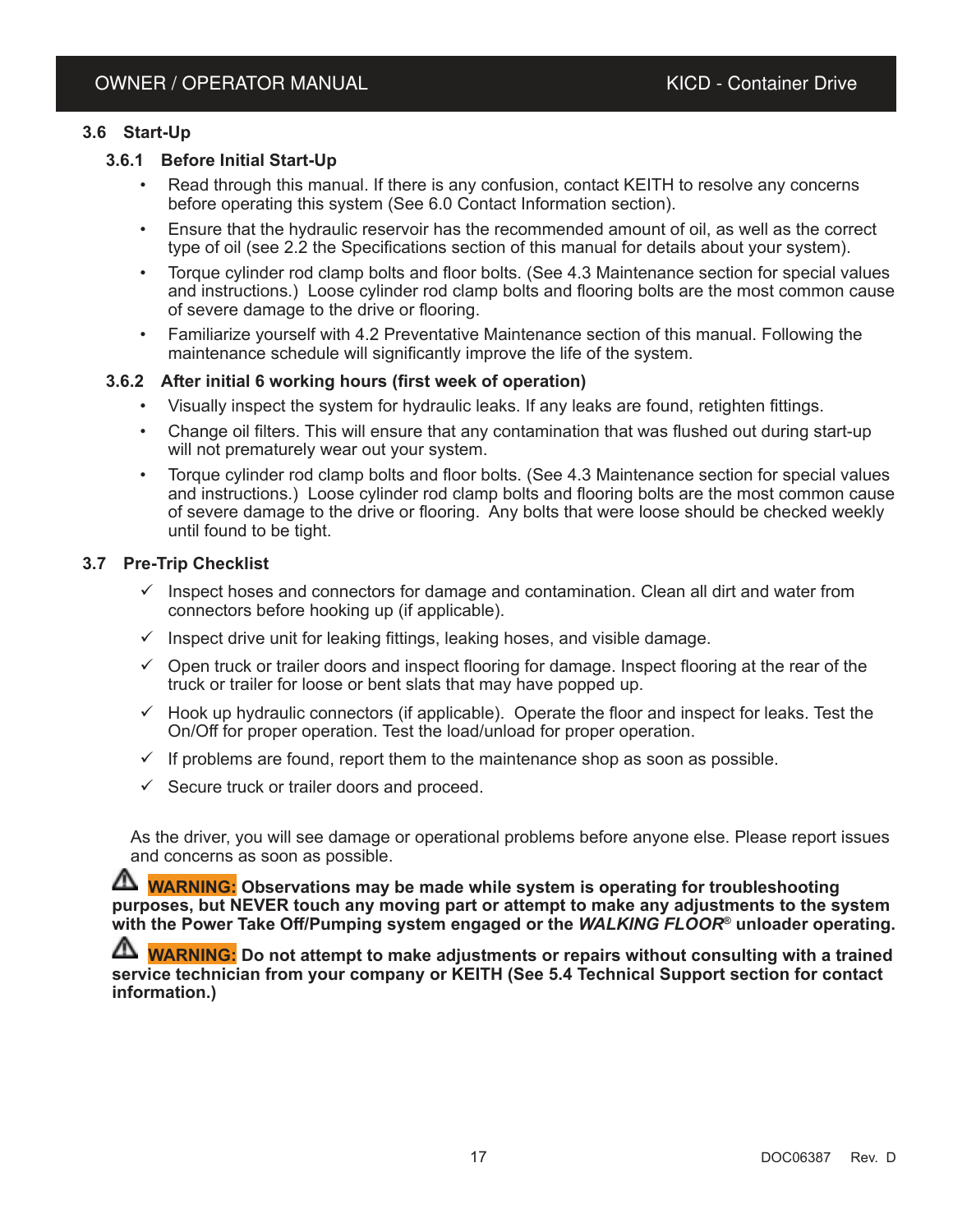## 3.6 Start-Up

### 3.6.1 Before Initial Start-Up

- Read through this manual. If there is any confusion, contact KEITH to resolve any concerns before operating this system (See 6.0 Contact Information section).
- Ensure that the hydraulic reservoir has the recommended amount of oil, as well as the correct type of oil (see 2.2 the Specifications section of this manual for details about your system).
- Torque cylinder rod clamp bolts and floor bolts. (See 4.3 Maintenance section for special values and instructions.) Loose cylinder rod clamp bolts and flooring bolts are the most common cause of severe damage to the drive or flooring.
- Familiarize yourself with 4.2 Preventative Maintenance section of this manual. Following the maintenance schedule will significantly improve the life of the system.

### 3.6.2 After initial 6 working hours (first week of operation)

- Visually inspect the system for hydraulic leaks. If any leaks are found, retighten fittings.
- Change oil filters. This will ensure that any contamination that was flushed out during start-up will not prematurely wear out your system.
- Torque cylinder rod clamp bolts and floor bolts. (See 4.3 Maintenance section for special values and instructions.) Loose cylinder rod clamp bolts and flooring bolts are the most common cause of severe damage to the drive or flooring. Any bolts that were loose should be checked weekly until found to be tight.

## 3.7 Pre-Trip Checklist

- ✓ Inspect hoses and connectors for damage and contamination. Clean all dirt and water from connectors before hooking up (if applicable).
- ✓ Inspect drive unit for leaking fittings, leaking hoses, and visible damage.
- ✓ Open truck or trailer doors and inspect flooring for damage. Inspect flooring at the rear of the truck or trailer for loose or bent slats that may have popped up.
- ✓ Hook up hydraulic connectors (if applicable). Operate the floor and inspect for leaks. Test the On/Off for proper operation. Test the load/unload for proper operation.
- ✓ If problems are found, report them to the maintenance shop as soon as possible.
- ✓ Secure truck or trailer doors and proceed.

As the driver, you will see damage or operational problems before anyone else. Please report issues and concerns as soon as possible.

⚠ **WARNING: Observations may be made while system is operating for troubleshooting purposes, but NEVER touch any moving part or attempt to make any adjustments to the system with the Power Take Off/Pumping system engaged or the *WALKING FLOOR*® unloader operating.**

⚠ **WARNING: Do not attempt to make adjustments or repairs without consulting with a trained service technician from your company or KEITH (See 5.4 Technical Support section for contact information.)**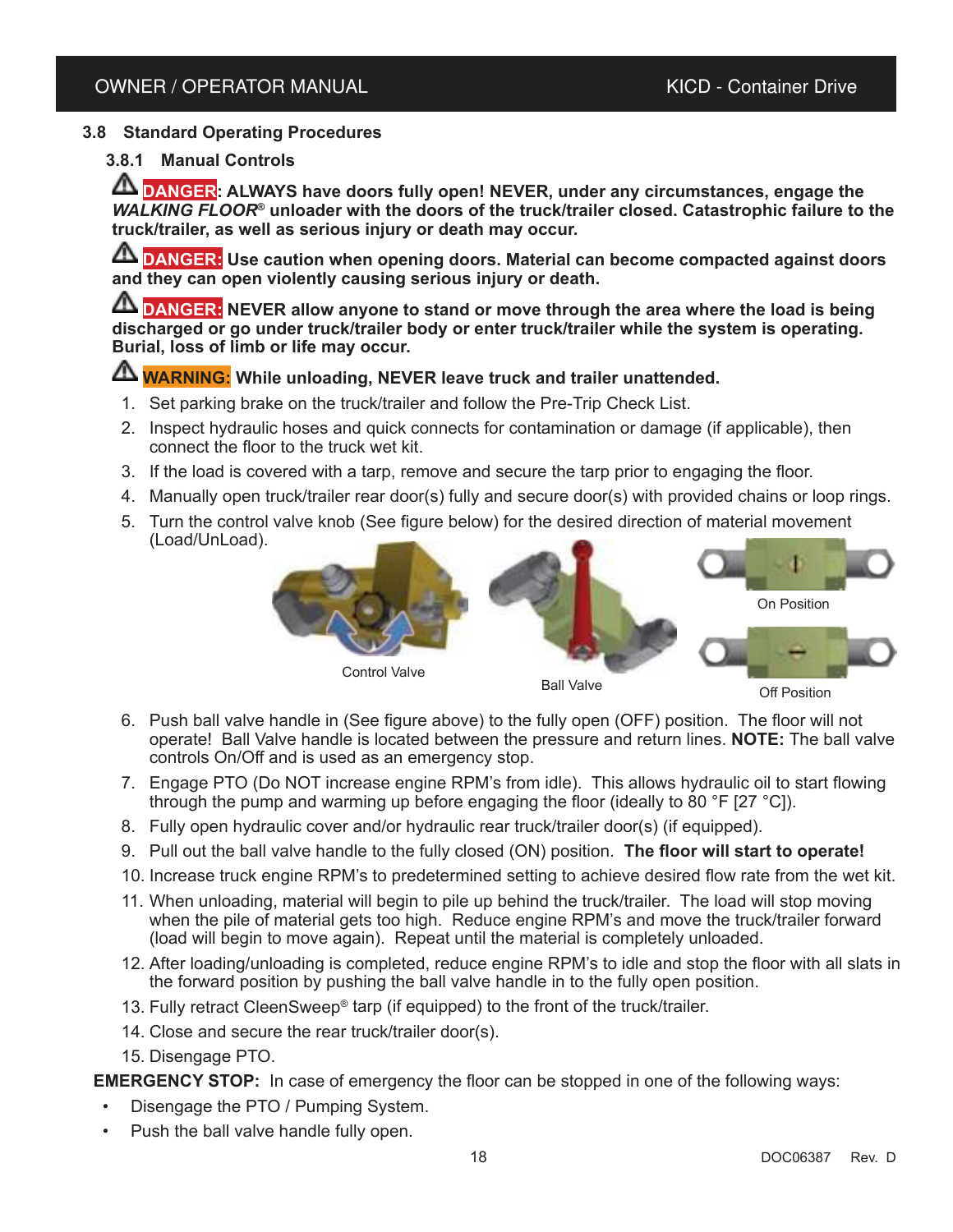## 3.8 Standard Operating Procedures

### 3.8.1 Manual Controls

⚠ **DANGER: ALWAYS have doors fully open! NEVER, under any circumstances, engage the *WALKING FLOOR*® unloader with the doors of the truck/trailer closed. Catastrophic failure to the truck/trailer, as well as serious injury or death may occur.**

⚠ **DANGER: Use caution when opening doors. Material can become compacted against doors and they can open violently causing serious injury or death.**

⚠ **DANGER: NEVER allow anyone to stand or move through the area where the load is being discharged or go under truck/trailer body or enter truck/trailer while the system is operating. Burial, loss of limb or life may occur.**

⚠ **WARNING: While unloading, NEVER leave truck and trailer unattended.**

1. Set parking brake on the truck/trailer and follow the Pre-Trip Check List.
2. Inspect hydraulic hoses and quick connects for contamination or damage (if applicable), then connect the floor to the truck wet kit.
3. If the load is covered with a tarp, remove and secure the tarp prior to engaging the floor.
4. Manually open truck/trailer rear door(s) fully and secure door(s) with provided chains or loop rings.
5. Turn the control valve knob (See figure below) for the desired direction of material movement (Load/UnLoad).

Control Valve

Ball Valve

On Position

Off Position

6. Push ball valve handle in (See figure above) to the fully open (OFF) position. The floor will not operate! Ball Valve handle is located between the pressure and return lines. **NOTE:** The ball valve controls On/Off and is used as an emergency stop.
7. Engage PTO (Do NOT increase engine RPM's from idle). This allows hydraulic oil to start flowing through the pump and warming up before engaging the floor (ideally to 80 °F [27 °C]).
8. Fully open hydraulic cover and/or hydraulic rear truck/trailer door(s) (if equipped).
9. Pull out the ball valve handle to the fully closed (ON) position. **The floor will start to operate!**
10. Increase truck engine RPM's to predetermined setting to achieve desired flow rate from the wet kit.
11. When unloading, material will begin to pile up behind the truck/trailer. The load will stop moving when the pile of material gets too high. Reduce engine RPM's and move the truck/trailer forward (load will begin to move again). Repeat until the material is completely unloaded.
12. After loading/unloading is completed, reduce engine RPM's to idle and stop the floor with all slats in the forward position by pushing the ball valve handle in to the fully open position.
13. Fully retract CleenSweep® tarp (if equipped) to the front of the truck/trailer.
14. Close and secure the rear truck/trailer door(s).
15. Disengage PTO.

**EMERGENCY STOP:** In case of emergency the floor can be stopped in one of the following ways:

- Disengage the PTO / Pumping System.
- Push the ball valve handle fully open.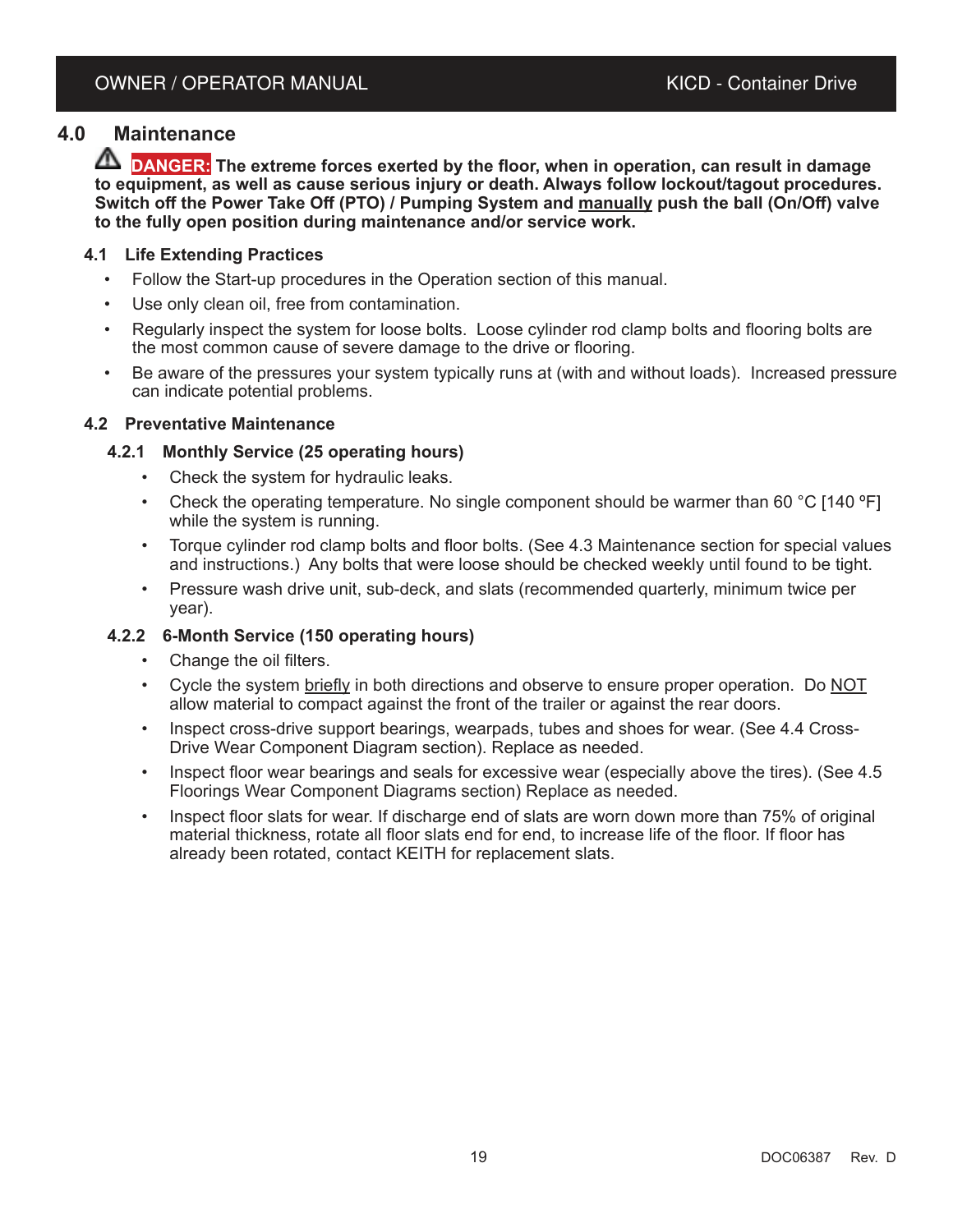# 4.0 Maintenance

⚠ **DANGER: The extreme forces exerted by the floor, when in operation, can result in damage to equipment, as well as cause serious injury or death. Always follow lockout/tagout procedures. Switch off the Power Take Off (PTO) / Pumping System and <u>manually</u> push the ball (On/Off) valve to the fully open position during maintenance and/or service work.**

## 4.1 Life Extending Practices

- Follow the Start-up procedures in the Operation section of this manual.
- Use only clean oil, free from contamination.
- Regularly inspect the system for loose bolts. Loose cylinder rod clamp bolts and flooring bolts are the most common cause of severe damage to the drive or flooring.
- Be aware of the pressures your system typically runs at (with and without loads). Increased pressure can indicate potential problems.

## 4.2 Preventative Maintenance

### 4.2.1 Monthly Service (25 operating hours)

- Check the system for hydraulic leaks.
- Check the operating temperature. No single component should be warmer than 60 °C [140 ºF] while the system is running.
- Torque cylinder rod clamp bolts and floor bolts. (See 4.3 Maintenance section for special values and instructions.) Any bolts that were loose should be checked weekly until found to be tight.
- Pressure wash drive unit, sub-deck, and slats (recommended quarterly, minimum twice per year).

### 4.2.2 6-Month Service (150 operating hours)

- Change the oil filters.
- Cycle the system <u>briefly</u> in both directions and observe to ensure proper operation. Do <u>NOT</u> allow material to compact against the front of the trailer or against the rear doors.
- Inspect cross-drive support bearings, wearpads, tubes and shoes for wear. (See 4.4 Cross-Drive Wear Component Diagram section). Replace as needed.
- Inspect floor wear bearings and seals for excessive wear (especially above the tires). (See 4.5 Floorings Wear Component Diagrams section) Replace as needed.
- Inspect floor slats for wear. If discharge end of slats are worn down more than 75% of original material thickness, rotate all floor slats end for end, to increase life of the floor. If floor has already been rotated, contact KEITH for replacement slats.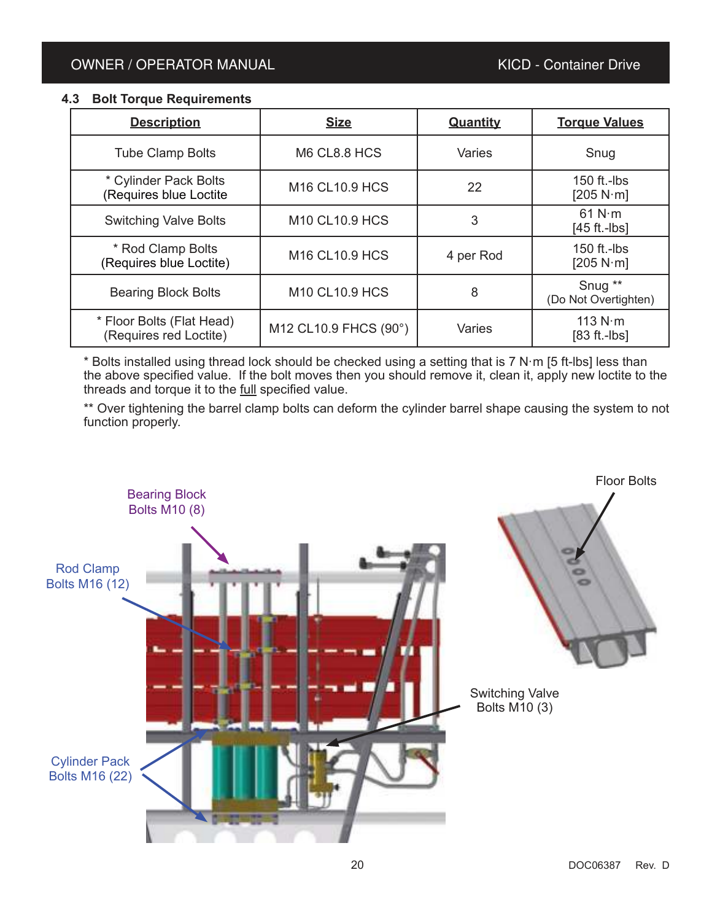## 4.3 Bolt Torque Requirements

| Description | Size | Quantity | Torque Values |
|---|---|---|---|
| Tube Clamp Bolts | M6 CL8.8 HCS | Varies | Snug |
| * Cylinder Pack Bolts (Requires blue Loctite | M16 CL10.9 HCS | 22 | 150 ft.-lbs [205 N·m] |
| Switching Valve Bolts | M10 CL10.9 HCS | 3 | 61 N·m [45 ft.-lbs] |
| * Rod Clamp Bolts (Requires blue Loctite) | M16 CL10.9 HCS | 4 per Rod | 150 ft.-lbs [205 N·m] |
| Bearing Block Bolts | M10 CL10.9 HCS | 8 | Snug ** (Do Not Overtighten) |
| * Floor Bolts (Flat Head) (Requires red Loctite) | M12 CL10.9 FHCS (90°) | Varies | 113 N·m [83 ft.-lbs] |

* Bolts installed using thread lock should be checked using a setting that is 7 N·m [5 ft-lbs] less than the above specified value. If the bolt moves then you should remove it, clean it, apply new loctite to the threads and torque it to the full specified value.

** Over tightening the barrel clamp bolts can deform the cylinder barrel shape causing the system to not function properly.

Bearing Block Bolts M10 (8)

Rod Clamp Bolts M16 (12)

Cylinder Pack Bolts M16 (22)

Switching Valve Bolts M10 (3)

Floor Bolts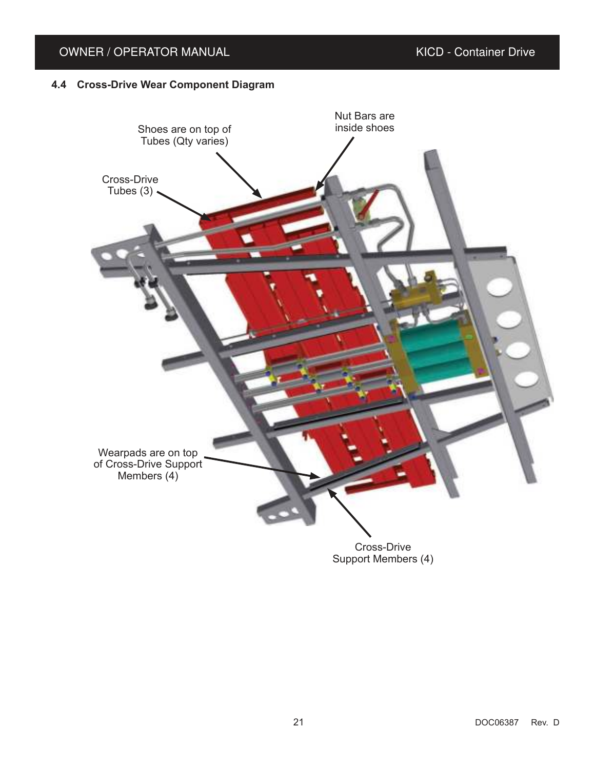## 4.4 Cross-Drive Wear Component Diagram

Shoes are on top of Tubes (Qty varies)

Nut Bars are inside shoes

Cross-Drive Tubes (3)

Wearpads are on top of Cross-Drive Support Members (4)

Cross-Drive Support Members (4)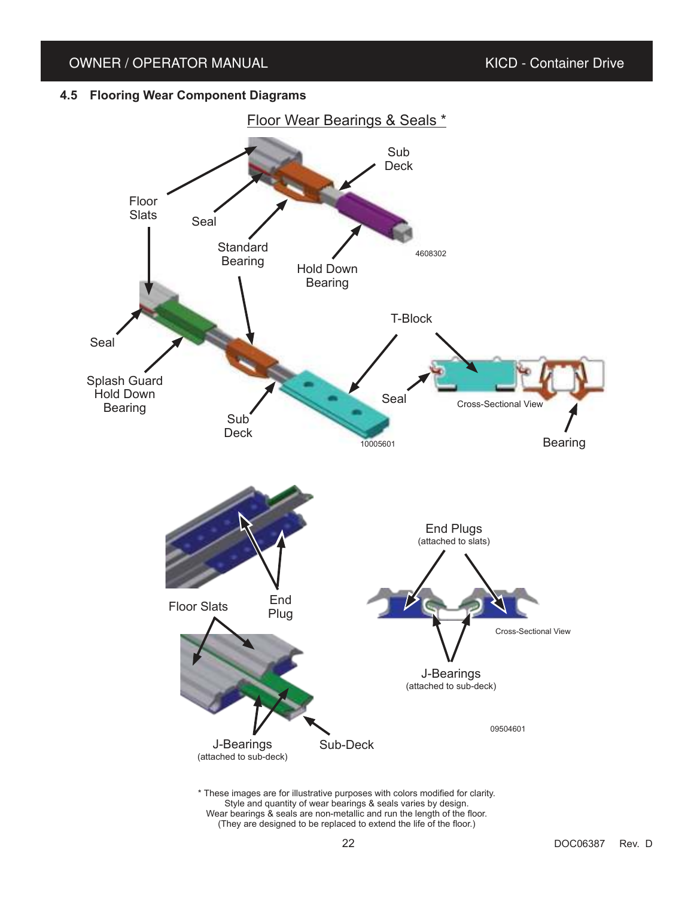## 4.5 Flooring Wear Component Diagrams

Floor Wear Bearings & Seals *

Floor Slats

Seal

Standard Bearing

Sub Deck

Hold Down Bearing

4608302

Seal

Splash Guard Hold Down Bearing

Sub Deck

T-Block

Seal

Cross-Sectional View

Bearing

10005601

Floor Slats

End Plug

J-Bearings (attached to sub-deck)

Sub-Deck

End Plugs (attached to slats)

Cross-Sectional View

J-Bearings (attached to sub-deck)

09504601

\* These images are for illustrative purposes with colors modified for clarity.
Style and quantity of wear bearings & seals varies by design.
Wear bearings & seals are non-metallic and run the length of the floor.
(They are designed to be replaced to extend the life of the floor.)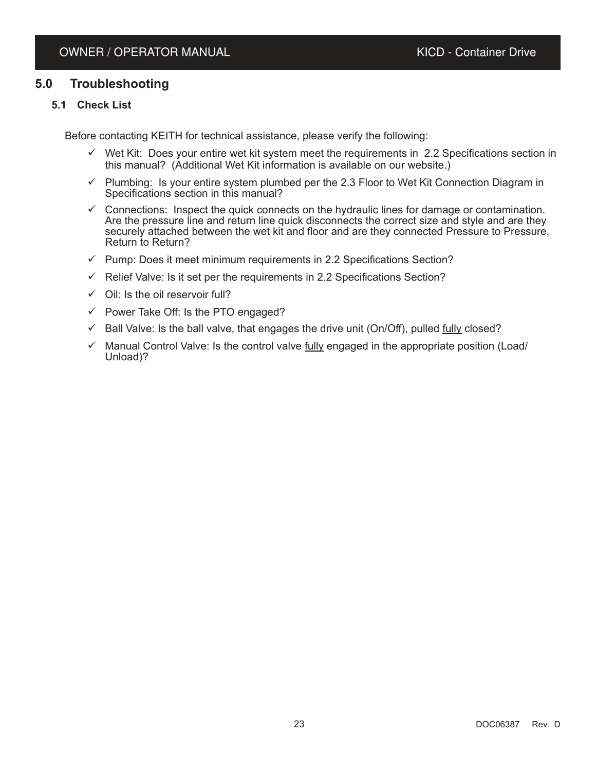# 5.0 Troubleshooting

## 5.1 Check List

Before contacting KEITH for technical assistance, please verify the following:

- ✓ Wet Kit: Does your entire wet kit system meet the requirements in 2.2 Specifications section in this manual? (Additional Wet Kit information is available on our website.)
- ✓ Plumbing: Is your entire system plumbed per the 2.3 Floor to Wet Kit Connection Diagram in Specifications section in this manual?
- ✓ Connections: Inspect the quick connects on the hydraulic lines for damage or contamination. Are the pressure line and return line quick disconnects the correct size and style and are they securely attached between the wet kit and floor and are they connected Pressure to Pressure, Return to Return?
- ✓ Pump: Does it meet minimum requirements in 2.2 Specifications Section?
- ✓ Relief Valve: Is it set per the requirements in 2.2 Specifications Section?
- ✓ Oil: Is the oil reservoir full?
- ✓ Power Take Off: Is the PTO engaged?
- ✓ Ball Valve: Is the ball valve, that engages the drive unit (On/Off), pulled <u>fully</u> closed?
- ✓ Manual Control Valve: Is the control valve <u>fully</u> engaged in the appropriate position (Load/Unload)?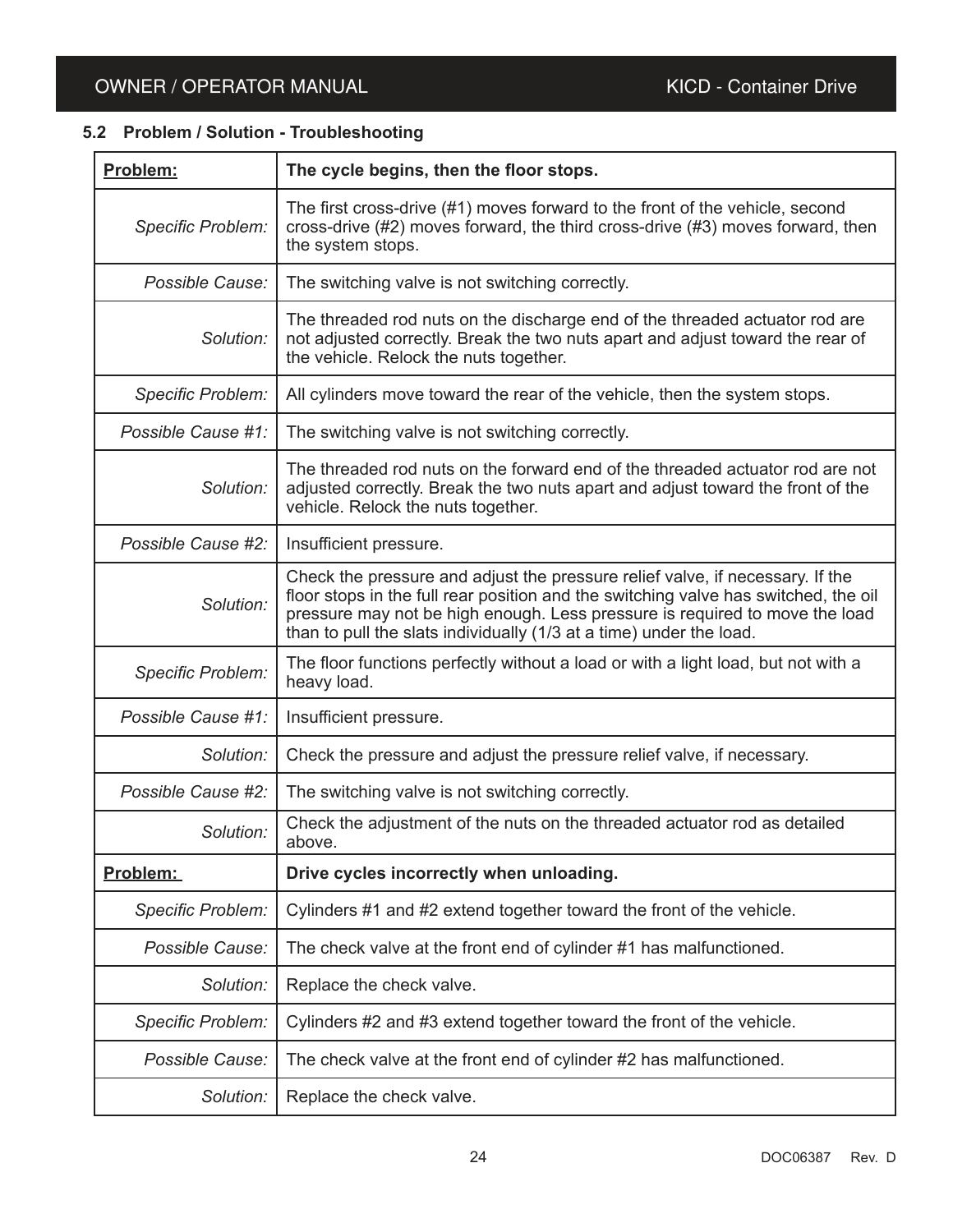### 5.2 Problem / Solution - Troubleshooting

| **Problem:** | **The cycle begins, then the floor stops.** |
|---|---|
| *Specific Problem:* | The first cross-drive (#1) moves forward to the front of the vehicle, second cross-drive (#2) moves forward, the third cross-drive (#3) moves forward, then the system stops. |
| *Possible Cause:* | The switching valve is not switching correctly. |
| *Solution:* | The threaded rod nuts on the discharge end of the threaded actuator rod are not adjusted correctly. Break the two nuts apart and adjust toward the rear of the vehicle. Relock the nuts together. |
| *Specific Problem:* | All cylinders move toward the rear of the vehicle, then the system stops. |
| *Possible Cause #1:* | The switching valve is not switching correctly. |
| *Solution:* | The threaded rod nuts on the forward end of the threaded actuator rod are not adjusted correctly. Break the two nuts apart and adjust toward the front of the vehicle. Relock the nuts together. |
| *Possible Cause #2:* | Insufficient pressure. |
| *Solution:* | Check the pressure and adjust the pressure relief valve, if necessary. If the floor stops in the full rear position and the switching valve has switched, the oil pressure may not be high enough. Less pressure is required to move the load than to pull the slats individually (1/3 at a time) under the load. |
| *Specific Problem:* | The floor functions perfectly without a load or with a light load, but not with a heavy load. |
| *Possible Cause #1:* | Insufficient pressure. |
| *Solution:* | Check the pressure and adjust the pressure relief valve, if necessary. |
| *Possible Cause #2:* | The switching valve is not switching correctly. |
| *Solution:* | Check the adjustment of the nuts on the threaded actuator rod as detailed above. |
| **Problem:** | **Drive cycles incorrectly when unloading.** |
| *Specific Problem:* | Cylinders #1 and #2 extend together toward the front of the vehicle. |
| *Possible Cause:* | The check valve at the front end of cylinder #1 has malfunctioned. |
| *Solution:* | Replace the check valve. |
| *Specific Problem:* | Cylinders #2 and #3 extend together toward the front of the vehicle. |
| *Possible Cause:* | The check valve at the front end of cylinder #2 has malfunctioned. |
| *Solution:* | Replace the check valve. |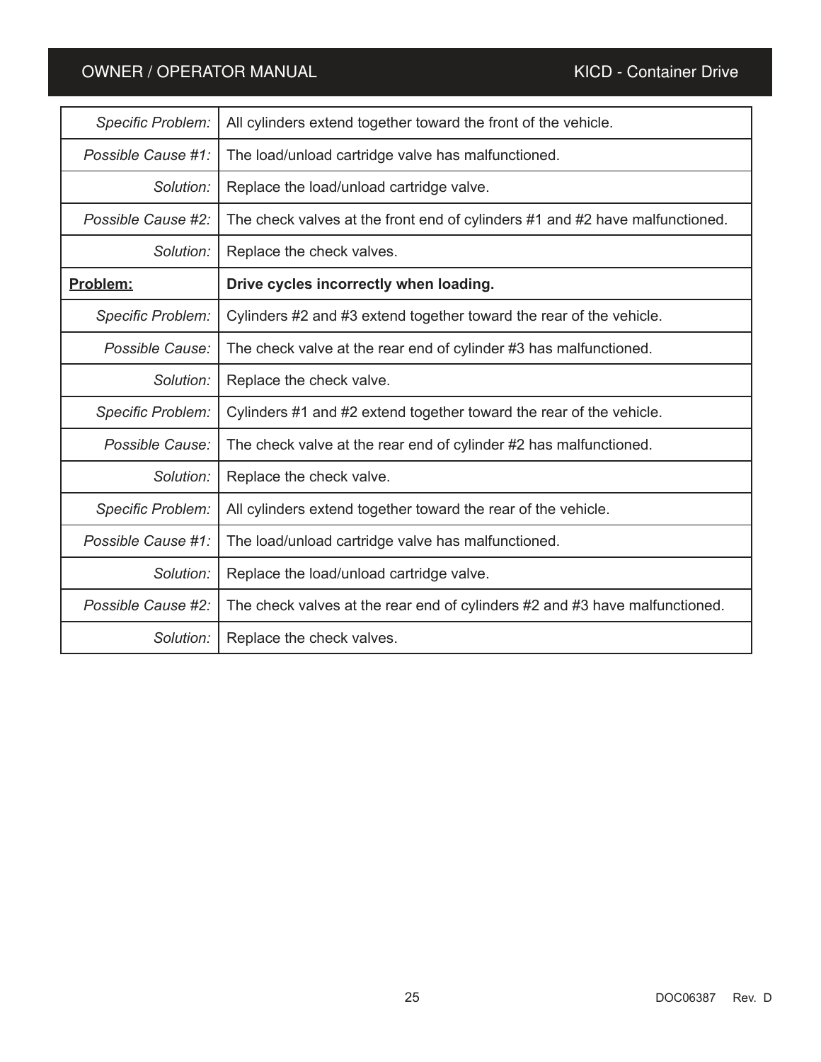| | |
|---|---|
| *Specific Problem:* | All cylinders extend together toward the front of the vehicle. |
| *Possible Cause #1:* | The load/unload cartridge valve has malfunctioned. |
| *Solution:* | Replace the load/unload cartridge valve. |
| *Possible Cause #2:* | The check valves at the front end of cylinders #1 and #2 have malfunctioned. |
| *Solution:* | Replace the check valves. |
| **Problem:** | **Drive cycles incorrectly when loading.** |
| *Specific Problem:* | Cylinders #2 and #3 extend together toward the rear of the vehicle. |
| *Possible Cause:* | The check valve at the rear end of cylinder #3 has malfunctioned. |
| *Solution:* | Replace the check valve. |
| *Specific Problem:* | Cylinders #1 and #2 extend together toward the rear of the vehicle. |
| *Possible Cause:* | The check valve at the rear end of cylinder #2 has malfunctioned. |
| *Solution:* | Replace the check valve. |
| *Specific Problem:* | All cylinders extend together toward the rear of the vehicle. |
| *Possible Cause #1:* | The load/unload cartridge valve has malfunctioned. |
| *Solution:* | Replace the load/unload cartridge valve. |
| *Possible Cause #2:* | The check valves at the rear end of cylinders #2 and #3 have malfunctioned. |
| *Solution:* | Replace the check valves. |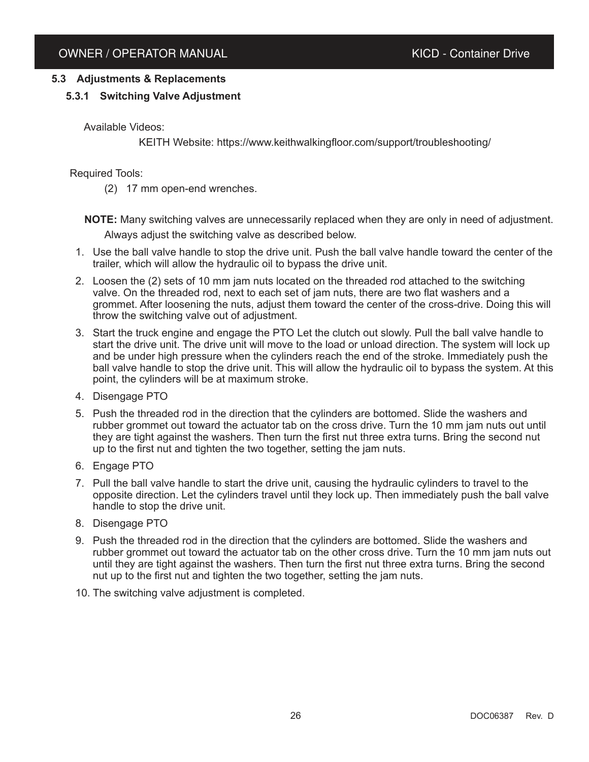## 5.3 Adjustments & Replacements

### 5.3.1 Switching Valve Adjustment

Available Videos:

KEITH Website: https://www.keithwalkingfloor.com/support/troubleshooting/

Required Tools:

(2) 17 mm open-end wrenches.

**NOTE:** Many switching valves are unnecessarily replaced when they are only in need of adjustment. Always adjust the switching valve as described below.

1. Use the ball valve handle to stop the drive unit. Push the ball valve handle toward the center of the trailer, which will allow the hydraulic oil to bypass the drive unit.
2. Loosen the (2) sets of 10 mm jam nuts located on the threaded rod attached to the switching valve. On the threaded rod, next to each set of jam nuts, there are two flat washers and a grommet. After loosening the nuts, adjust them toward the center of the cross-drive. Doing this will throw the switching valve out of adjustment.
3. Start the truck engine and engage the PTO Let the clutch out slowly. Pull the ball valve handle to start the drive unit. The drive unit will move to the load or unload direction. The system will lock up and be under high pressure when the cylinders reach the end of the stroke. Immediately push the ball valve handle to stop the drive unit. This will allow the hydraulic oil to bypass the system. At this point, the cylinders will be at maximum stroke.
4. Disengage PTO
5. Push the threaded rod in the direction that the cylinders are bottomed. Slide the washers and rubber grommet out toward the actuator tab on the cross drive. Turn the 10 mm jam nuts out until they are tight against the washers. Then turn the first nut three extra turns. Bring the second nut up to the first nut and tighten the two together, setting the jam nuts.
6. Engage PTO
7. Pull the ball valve handle to start the drive unit, causing the hydraulic cylinders to travel to the opposite direction. Let the cylinders travel until they lock up. Then immediately push the ball valve handle to stop the drive unit.
8. Disengage PTO
9. Push the threaded rod in the direction that the cylinders are bottomed. Slide the washers and rubber grommet out toward the actuator tab on the other cross drive. Turn the 10 mm jam nuts out until they are tight against the washers. Then turn the first nut three extra turns. Bring the second nut up to the first nut and tighten the two together, setting the jam nuts.
10. The switching valve adjustment is completed.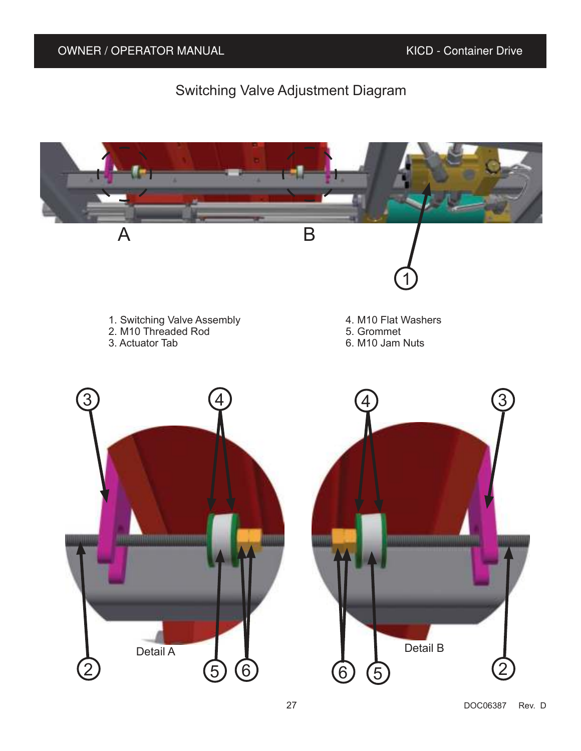## Switching Valve Adjustment Diagram

A

B

1. Switching Valve Assembly
2. M10 Threaded Rod
3. Actuator Tab
4. M10 Flat Washers
5. Grommet
6. M10 Jam Nuts

Detail A

Detail B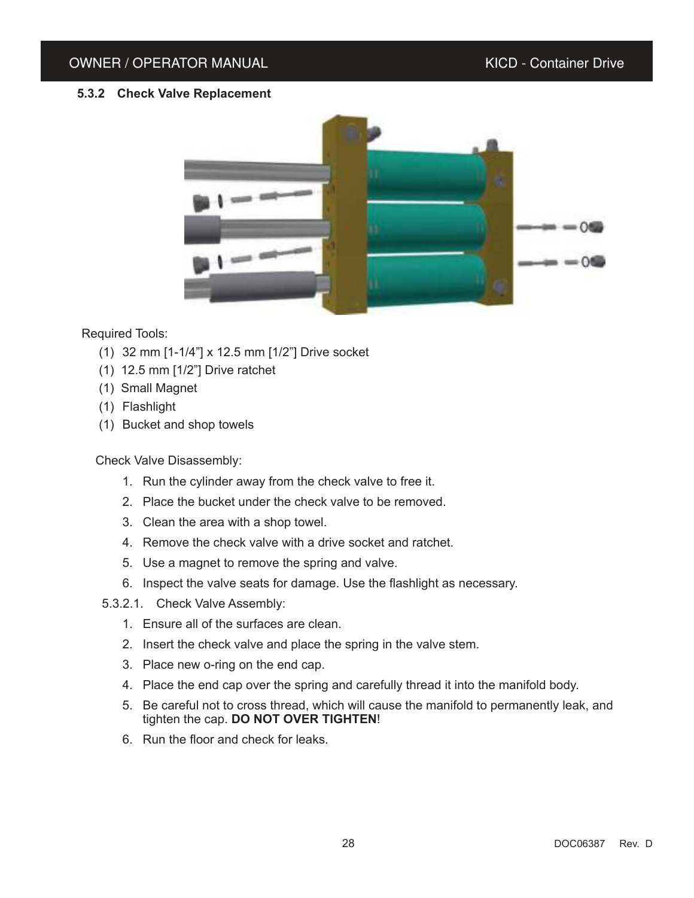### 5.3.2 Check Valve Replacement

Required Tools:

- (1) 32 mm [1-1/4”] x 12.5 mm [1/2”] Drive socket
- (1) 12.5 mm [1/2”] Drive ratchet
- (1) Small Magnet
- (1) Flashlight
- (1) Bucket and shop towels

Check Valve Disassembly:

1. Run the cylinder away from the check valve to free it.
2. Place the bucket under the check valve to be removed.
3. Clean the area with a shop towel.
4. Remove the check valve with a drive socket and ratchet.
5. Use a magnet to remove the spring and valve.
6. Inspect the valve seats for damage. Use the flashlight as necessary.

5.3.2.1. Check Valve Assembly:

1. Ensure all of the surfaces are clean.
2. Insert the check valve and place the spring in the valve stem.
3. Place new o-ring on the end cap.
4. Place the end cap over the spring and carefully thread it into the manifold body.
5. Be careful not to cross thread, which will cause the manifold to permanently leak, and tighten the cap. **DO NOT OVER TIGHTEN**!
6. Run the floor and check for leaks.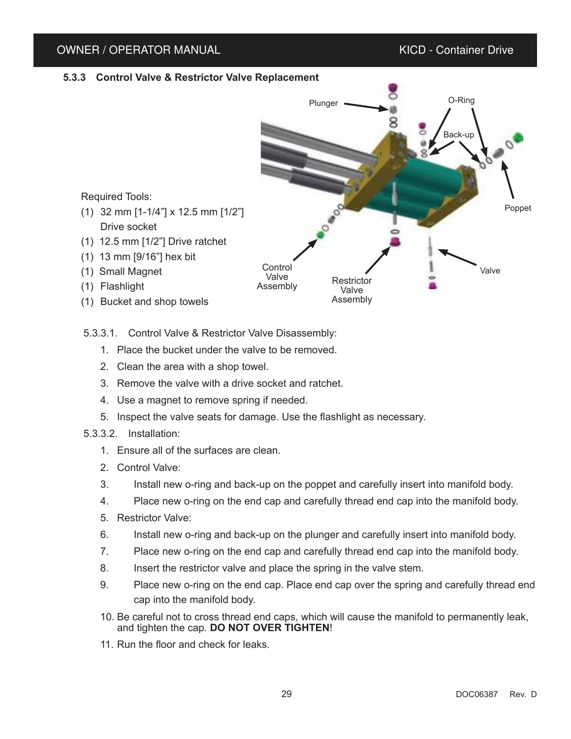### 5.3.3 Control Valve & Restrictor Valve Replacement

Required Tools:

(1) 32 mm [1-1/4”] x 12.5 mm [1/2”] Drive socket
(1) 12.5 mm [1/2”] Drive ratchet
(1) 13 mm [9/16”] hex bit
(1) Small Magnet
(1) Flashlight
(1) Bucket and shop towels

5.3.3.1. Control Valve & Restrictor Valve Disassembly:

1. Place the bucket under the valve to be removed.
2. Clean the area with a shop towel.
3. Remove the valve with a drive socket and ratchet.
4. Use a magnet to remove spring if needed.
5. Inspect the valve seats for damage. Use the flashlight as necessary.

5.3.3.2. Installation:

1. Ensure all of the surfaces are clean.
2. Control Valve:
3. Install new o-ring and back-up on the poppet and carefully insert into manifold body.
4. Place new o-ring on the end cap and carefully thread end cap into the manifold body.
5. Restrictor Valve:
6. Install new o-ring and back-up on the plunger and carefully insert into manifold body.
7. Place new o-ring on the end cap and carefully thread end cap into the manifold body.
8. Insert the restrictor valve and place the spring in the valve stem.
9. Place new o-ring on the end cap. Place end cap over the spring and carefully thread end cap into the manifold body.
10. Be careful not to cross thread end caps, which will cause the manifold to permanently leak, and tighten the cap. **DO NOT OVER TIGHTEN**!
11. Run the floor and check for leaks.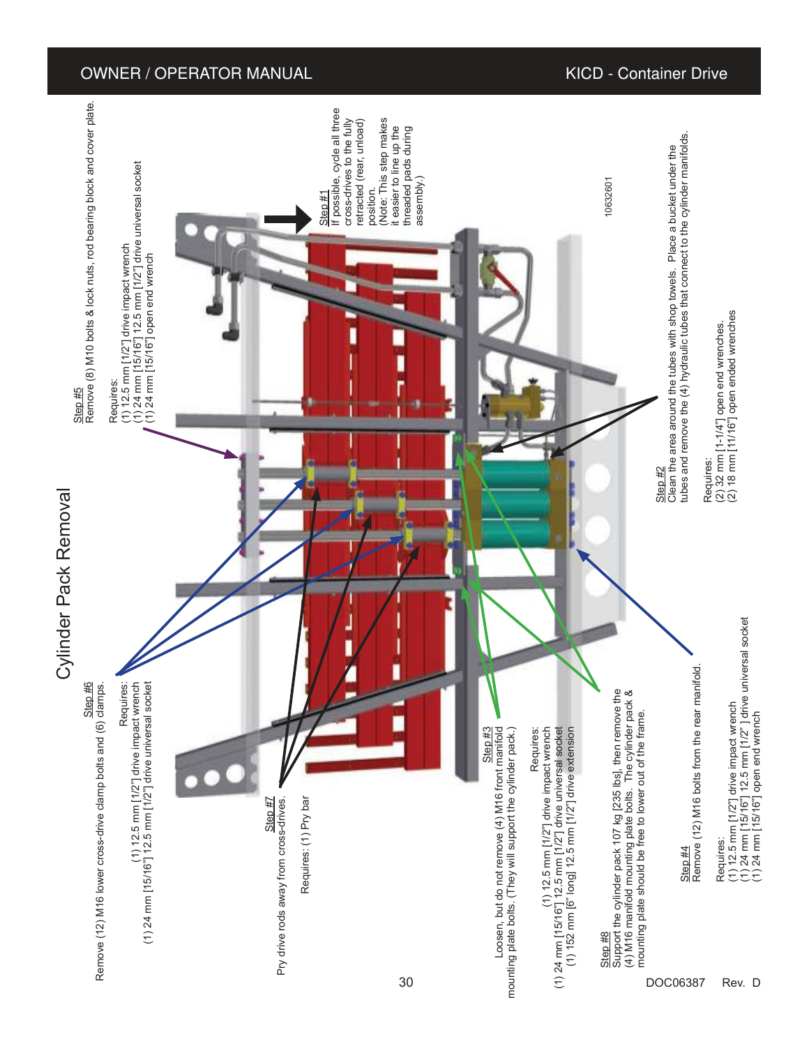# Cylinder Pack Removal

**Step #1**
If possible, cycle all three cross-drives to the fully retracted (rear, unload) position.
(Note: This step makes it easier to line up the threaded pads during assembly.)

**Step #2**
Clean the area around the tubes with shop towels. Place a bucket under the tubes and remove the (4) hydraulic tubes that connect to the cylinder manifolds.

Requires:
(2) 32 mm [1-1/4"] open end wrenches.
(2) 18 mm [11/16"] open ended wrenches

**Step #3**
Loosen, but do not remove (4) M16 front manifold mounting plate bolts. (They will support the cylinder pack.)

Requires:
(1) 12.5 mm [1/2"] drive impact wrench
(1) 24 mm [15/16"] 12.5 mm [1/2"] drive universal socket
(1) 152 mm [6" long] 12.5 mm [1/2"] drive extension

**Step #4**
Remove (12) M16 bolts from the rear manifold.

Requires:
(1) 12.5 mm [1/2"] drive impact wrench
(1) 24 mm [15/16"] 12.5 mm [1/2"] drive universal socket
(1) 24 mm [15/16"] open end wrench

**Step #5**
Remove (8) M10 bolts & lock nuts, rod bearing block and cover plate.

Requires:
(1) 12.5 mm [1/2"] drive impact wrench
(1) 24 mm [15/16"] 12.5 mm [1/2"] drive universal socket
(1) 24 mm [15/16"] open end wrench

**Step #6**
Remove (12) M16 lower cross-drive clamp bolts and (6) clamps.

Requires:
(1) 12.5 mm [1/2"] drive impact wrench
(1) 24 mm [15/16"] 12.5 mm [1/2"] drive universal socket

**Step #7**
Pry drive rods away from cross-drives.

Requires: (1) Pry bar

**Step #8**
Support the cylinder pack 107 kg [235 lbs], then remove the (4) M16 manifold mounting plate bolts. The cylinder pack & mounting plate should be free to lower out of the frame.

10632601

DOC06387 Rev. D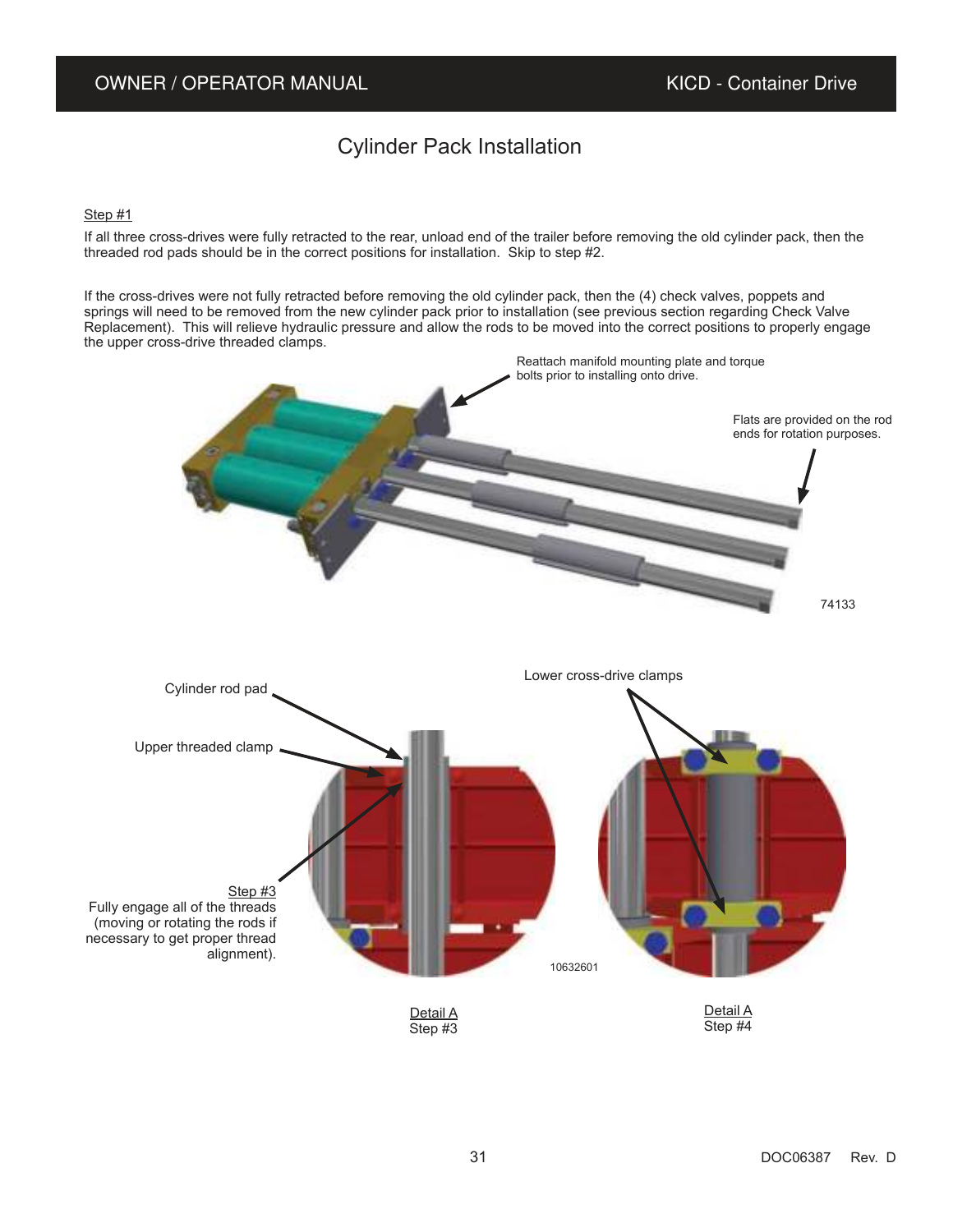## Cylinder Pack Installation

Step #1

If all three cross-drives were fully retracted to the rear, unload end of the trailer before removing the old cylinder pack, then the threaded rod pads should be in the correct positions for installation. Skip to step #2.

If the cross-drives were not fully retracted before removing the old cylinder pack, then the (4) check valves, poppets and springs will need to be removed from the new cylinder pack prior to installation (see previous section regarding Check Valve Replacement). This will relieve hydraulic pressure and allow the rods to be moved into the correct positions to properly engage the upper cross-drive threaded clamps.

Reattach manifold mounting plate and torque bolts prior to installing onto drive.

Flats are provided on the rod ends for rotation purposes.

74133

Cylinder rod pad

Upper threaded clamp

Step #3
Fully engage all of the threads (moving or rotating the rods if necessary to get proper thread alignment).

Lower cross-drive clamps

10632601

Detail A
Step #3

Detail A
Step #4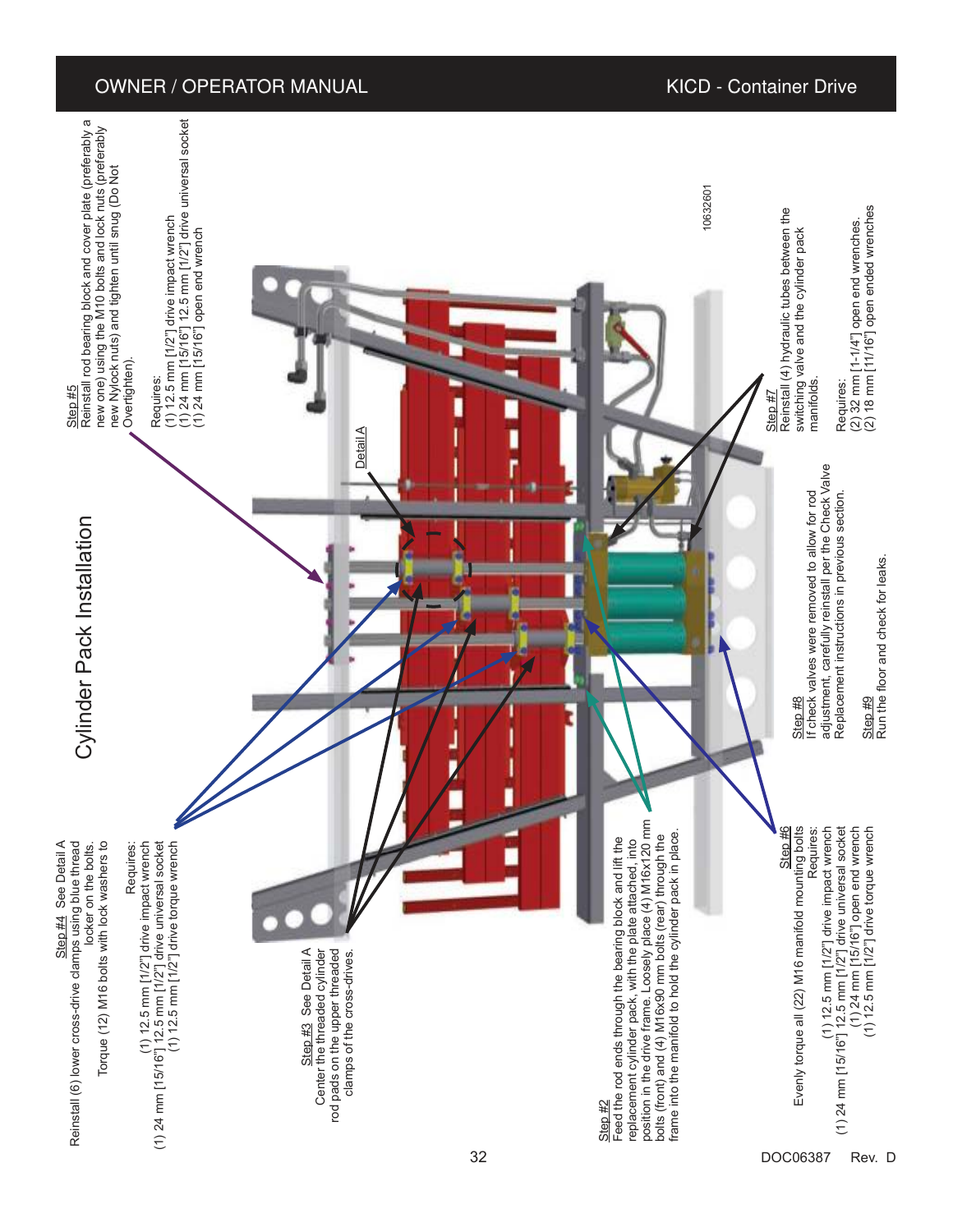# Cylinder Pack Installation

Step #2
Feed the rod ends through the bearing block and lift the replacement cylinder pack, with the plate attached, into position in the drive frame. Loosely place (4) M16x120 mm bolts (front) and (4) M16x90 mm bolts (rear) through the frame into the manifold to hold the cylinder pack in place.

Step #3 See Detail A
Center the threaded cylinder rod pads on the upper threaded clamps of the cross-drives.

Step #4 See Detail A
Reinstall (6) lower cross-drive clamps using blue thread locker on the bolts.
Torque (12) M16 bolts with lock washers to

Requires:
(1) 12.5 mm [1/2"] drive impact wrench
(1) 24 mm [15/16"] 12.5 mm [1/2"] drive universal socket
(1) 12.5 mm [1/2"] drive torque wrench

Step #5
Reinstall rod bearing block and cover plate (preferably a new one) using the M10 bolts and lock nuts (preferably new Nylock nuts) and tighten until snug (Do Not Overtighten).

Requires:
(1) 12.5 mm [1/2"] drive impact wrench
(1) 24 mm [15/16"] 12.5 mm [1/2"] drive universal socket
(1) 24 mm [15/16"] open end wrench

Step #6
Evenly torque all (22) M16 manifold mounting bolts

Requires:
(1) 12.5 mm [1/2"] drive impact wrench
(1) 24 mm [15/16"] 12.5 mm [1/2"] drive universal socket
(1) 24 mm [15/16"] open end wrench
(1) 12.5 mm [1/2"] drive torque wrench

Step #7
Reinstall (4) hydraulic tubes between the switching valve and the cylinder pack manifolds.

Requires:
(2) 32 mm [1-1/4"] open end wrenches.
(2) 18 mm [11/16"] open ended wrenches

Step #8
If check valves were removed to allow for rod adjustment, carefully reinstall per the Check Valve Replacement instructions in previous section.

Step #9
Run the floor and check for leaks.

Detail A

10632601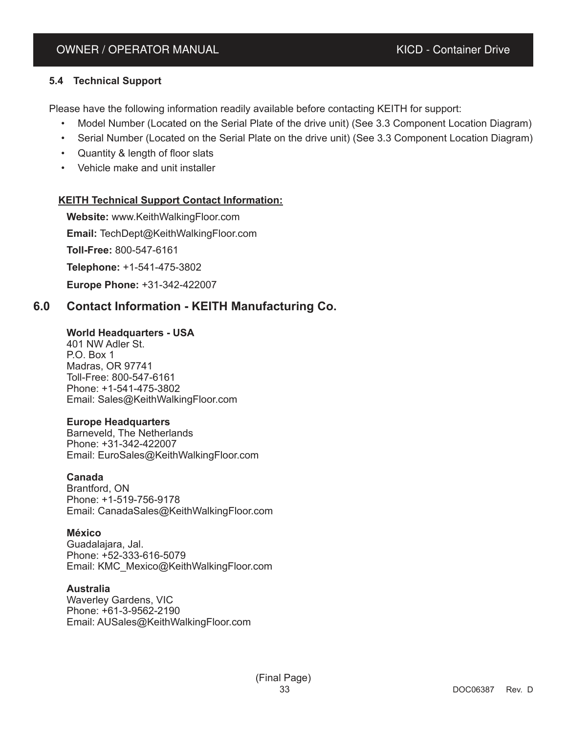### 5.4 Technical Support

Please have the following information readily available before contacting KEITH for support:

- Model Number (Located on the Serial Plate of the drive unit) (See 3.3 Component Location Diagram)
- Serial Number (Located on the Serial Plate on the drive unit) (See 3.3 Component Location Diagram)
- Quantity & length of floor slats
- Vehicle make and unit installer

**KEITH Technical Support Contact Information:**

**Website:** www.KeithWalkingFloor.com

**Email:** TechDept@KeithWalkingFloor.com

**Toll-Free:** 800-547-6161

**Telephone:** +1-541-475-3802

**Europe Phone:** +31-342-422007

## 6.0 Contact Information - KEITH Manufacturing Co.

**World Headquarters - USA**
401 NW Adler St.
P.O. Box 1
Madras, OR 97741
Toll-Free: 800-547-6161
Phone: +1-541-475-3802
Email: Sales@KeithWalkingFloor.com

**Europe Headquarters**
Barneveld, The Netherlands
Phone: +31-342-422007
Email: EuroSales@KeithWalkingFloor.com

**Canada**
Brantford, ON
Phone: +1-519-756-9178
Email: CanadaSales@KeithWalkingFloor.com

**México**
Guadalajara, Jal.
Phone: +52-333-616-5079
Email: KMC_Mexico@KeithWalkingFloor.com

**Australia**
Waverley Gardens, VIC
Phone: +61-3-9562-2190
Email: AUSales@KeithWalkingFloor.com

(Final Page)